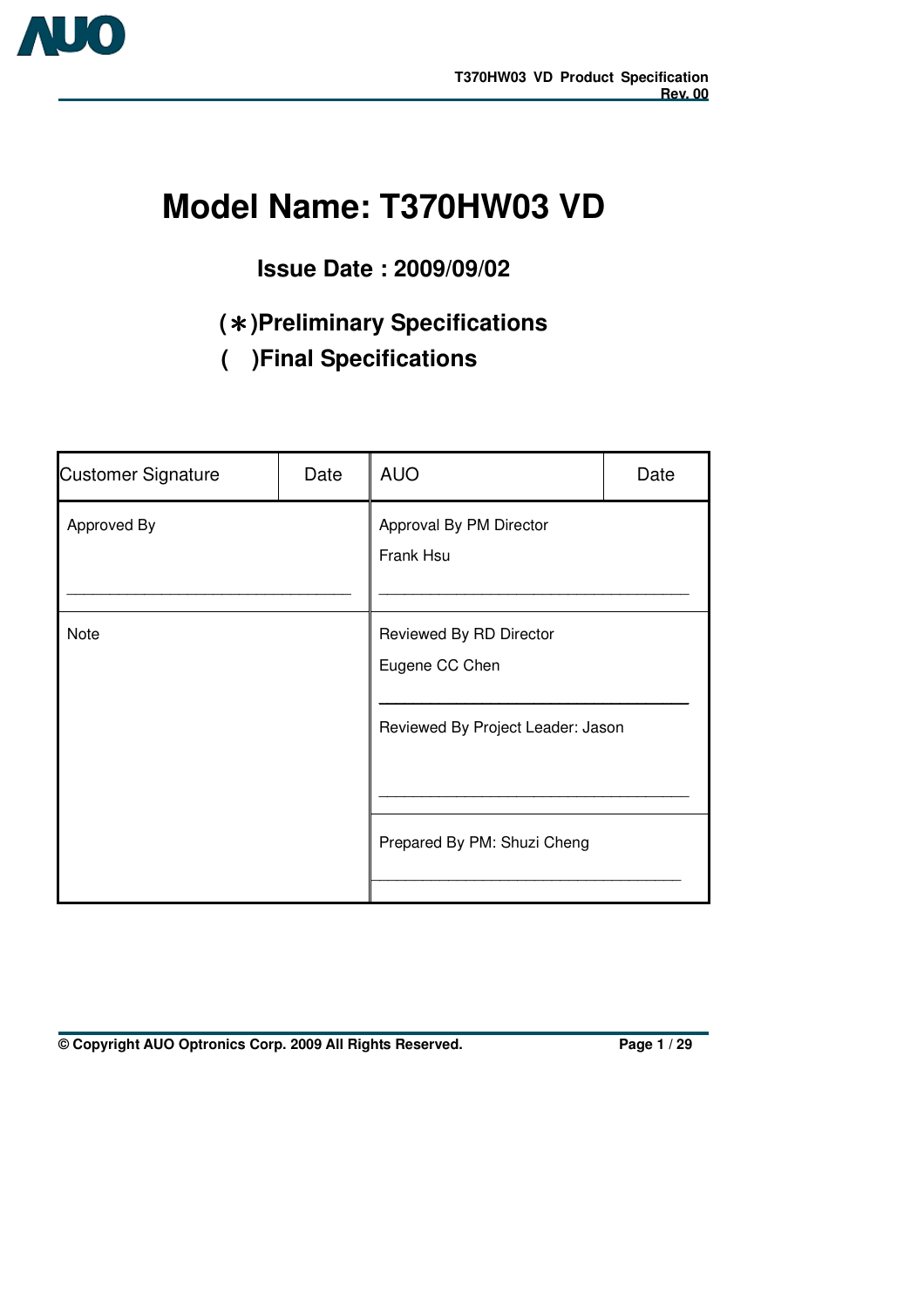# Model Name: T370HW03 VD

## Issue Date : 2009/09/02

**(∗)Preliminary Specifications**

**( )Final Specifications**

| Customer Signature | Date | AUO | Date |
|---|---|---|---|
| Approved By | | Approval By PM Director<br>Frank Hsu | |
| Note | | Reviewed By RD Director<br>Eugene CC Chen | |
| | | Reviewed By Project Leader: Jason | |
| | | Prepared By PM: Shuzi Cheng | |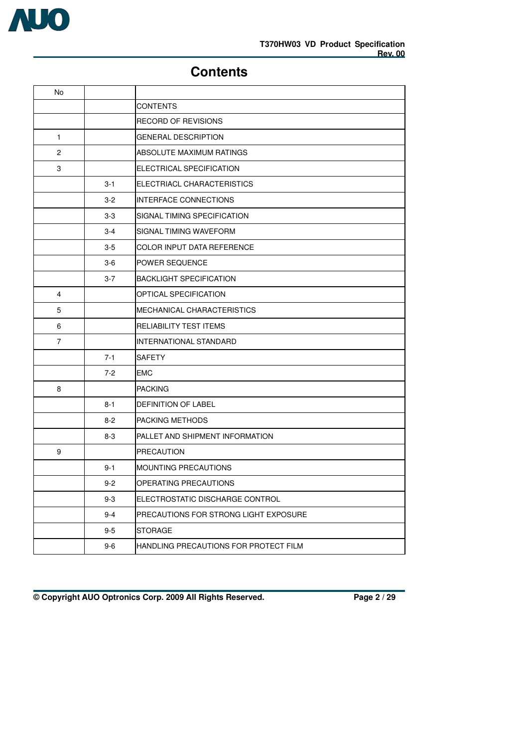# Contents

| No | | |
|---|---|---|
| | | CONTENTS |
| | | RECORD OF REVISIONS |
| 1 | | GENERAL DESCRIPTION |
| 2 | | ABSOLUTE MAXIMUM RATINGS |
| 3 | | ELECTRICAL SPECIFICATION |
| | 3-1 | ELECTRIACL CHARACTERISTICS |
| | 3-2 | INTERFACE CONNECTIONS |
| | 3-3 | SIGNAL TIMING SPECIFICATION |
| | 3-4 | SIGNAL TIMING WAVEFORM |
| | 3-5 | COLOR INPUT DATA REFERENCE |
| | 3-6 | POWER SEQUENCE |
| | 3-7 | BACKLIGHT SPECIFICATION |
| 4 | | OPTICAL SPECIFICATION |
| 5 | | MECHANICAL CHARACTERISTICS |
| 6 | | RELIABILITY TEST ITEMS |
| 7 | | INTERNATIONAL STANDARD |
| | 7-1 | SAFETY |
| | 7-2 | EMC |
| 8 | | PACKING |
| | 8-1 | DEFINITION OF LABEL |
| | 8-2 | PACKING METHODS |
| | 8-3 | PALLET AND SHIPMENT INFORMATION |
| 9 | | PRECAUTION |
| | 9-1 | MOUNTING PRECAUTIONS |
| | 9-2 | OPERATING PRECAUTIONS |
| | 9-3 | ELECTROSTATIC DISCHARGE CONTROL |
| | 9-4 | PRECAUTIONS FOR STRONG LIGHT EXPOSURE |
| | 9-5 | STORAGE |
| | 9-6 | HANDLING PRECAUTIONS FOR PROTECT FILM |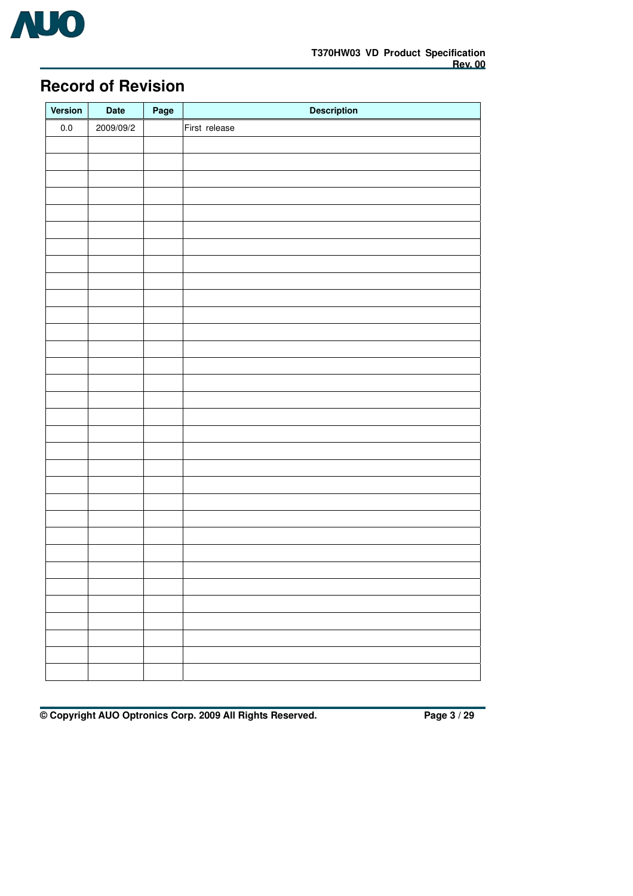# Record of Revision

| Version | Date | Page | Description |
|---|---|---|---|
| 0.0 | 2009/09/2 | | First release |
| | | | |
| | | | |
| | | | |
| | | | |
| | | | |
| | | | |
| | | | |
| | | | |
| | | | |
| | | | |
| | | | |
| | | | |
| | | | |
| | | | |
| | | | |
| | | | |
| | | | |
| | | | |
| | | | |
| | | | |
| | | | |
| | | | |
| | | | |
| | | | |
| | | | |
| | | | |
| | | | |
| | | | |
| | | | |
| | | | |
| | | | |
| | | | |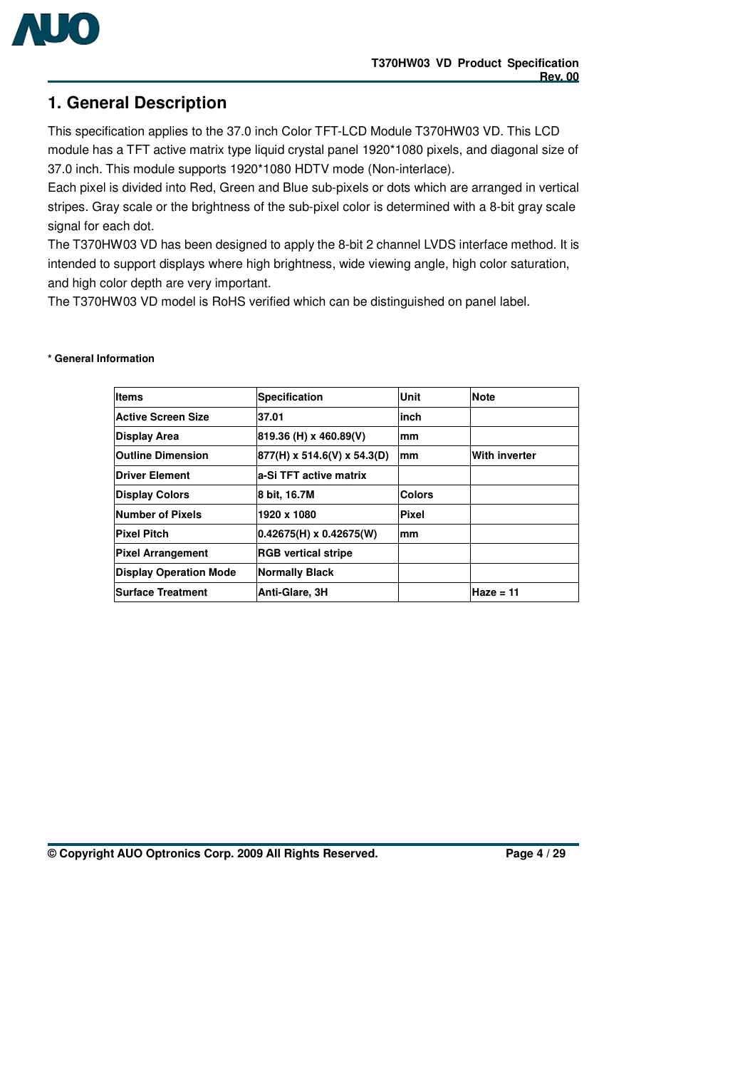# 1. General Description

This specification applies to the 37.0 inch Color TFT-LCD Module T370HW03 VD. This LCD module has a TFT active matrix type liquid crystal panel 1920*1080 pixels, and diagonal size of 37.0 inch. This module supports 1920*1080 HDTV mode (Non-interlace).

Each pixel is divided into Red, Green and Blue sub-pixels or dots which are arranged in vertical stripes. Gray scale or the brightness of the sub-pixel color is determined with a 8-bit gray scale signal for each dot.

The T370HW03 VD has been designed to apply the 8-bit 2 channel LVDS interface method. It is intended to support displays where high brightness, wide viewing angle, high color saturation, and high color depth are very important.

The T370HW03 VD model is RoHS verified which can be distinguished on panel label.

**\* General Information**

| Items | Specification | Unit | Note |
|---|---|---|---|
| Active Screen Size | 37.01 | inch | |
| Display Area | 819.36 (H) x 460.89(V) | mm | |
| Outline Dimension | 877(H) x 514.6(V) x 54.3(D) | mm | With inverter |
| Driver Element | a-Si TFT active matrix | | |
| Display Colors | 8 bit, 16.7M | Colors | |
| Number of Pixels | 1920 x 1080 | Pixel | |
| Pixel Pitch | 0.42675(H) x 0.42675(W) | mm | |
| Pixel Arrangement | RGB vertical stripe | | |
| Display Operation Mode | Normally Black | | |
| Surface Treatment | Anti-Glare, 3H | | Haze = 11 |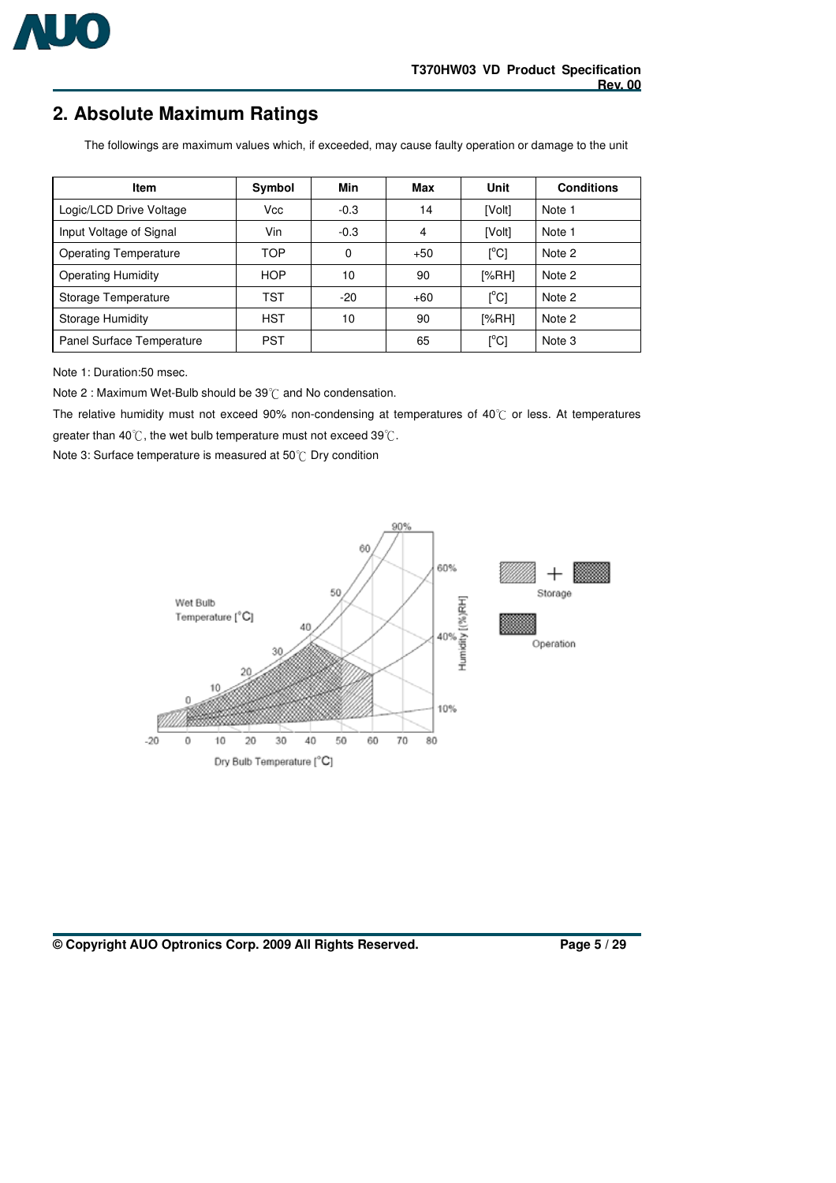## 2. Absolute Maximum Ratings

The followings are maximum values which, if exceeded, may cause faulty operation or damage to the unit

| Item | Symbol | Min | Max | Unit | Conditions |
|---|---|---|---|---|---|
| Logic/LCD Drive Voltage | Vcc | -0.3 | 14 | [Volt] | Note 1 |
| Input Voltage of Signal | Vin | -0.3 | 4 | [Volt] | Note 1 |
| Operating Temperature | TOP | 0 | +50 | [°C] | Note 2 |
| Operating Humidity | HOP | 10 | 90 | [%RH] | Note 2 |
| Storage Temperature | TST | -20 | +60 | [°C] | Note 2 |
| Storage Humidity | HST | 10 | 90 | [%RH] | Note 2 |
| Panel Surface Temperature | PST | | 65 | [°C] | Note 3 |

Note 1: Duration:50 msec.

Note 2 : Maximum Wet-Bulb should be 39℃ and No condensation.

The relative humidity must not exceed 90% non-condensing at temperatures of 40℃ or less. At temperatures greater than 40℃, the wet bulb temperature must not exceed 39℃.

Note 3: Surface temperature is measured at 50℃ Dry condition

Wet Bulb Temperature [°C]

Humidity [(%)RH]

Dry Bulb Temperature [°C]

Storage

Operation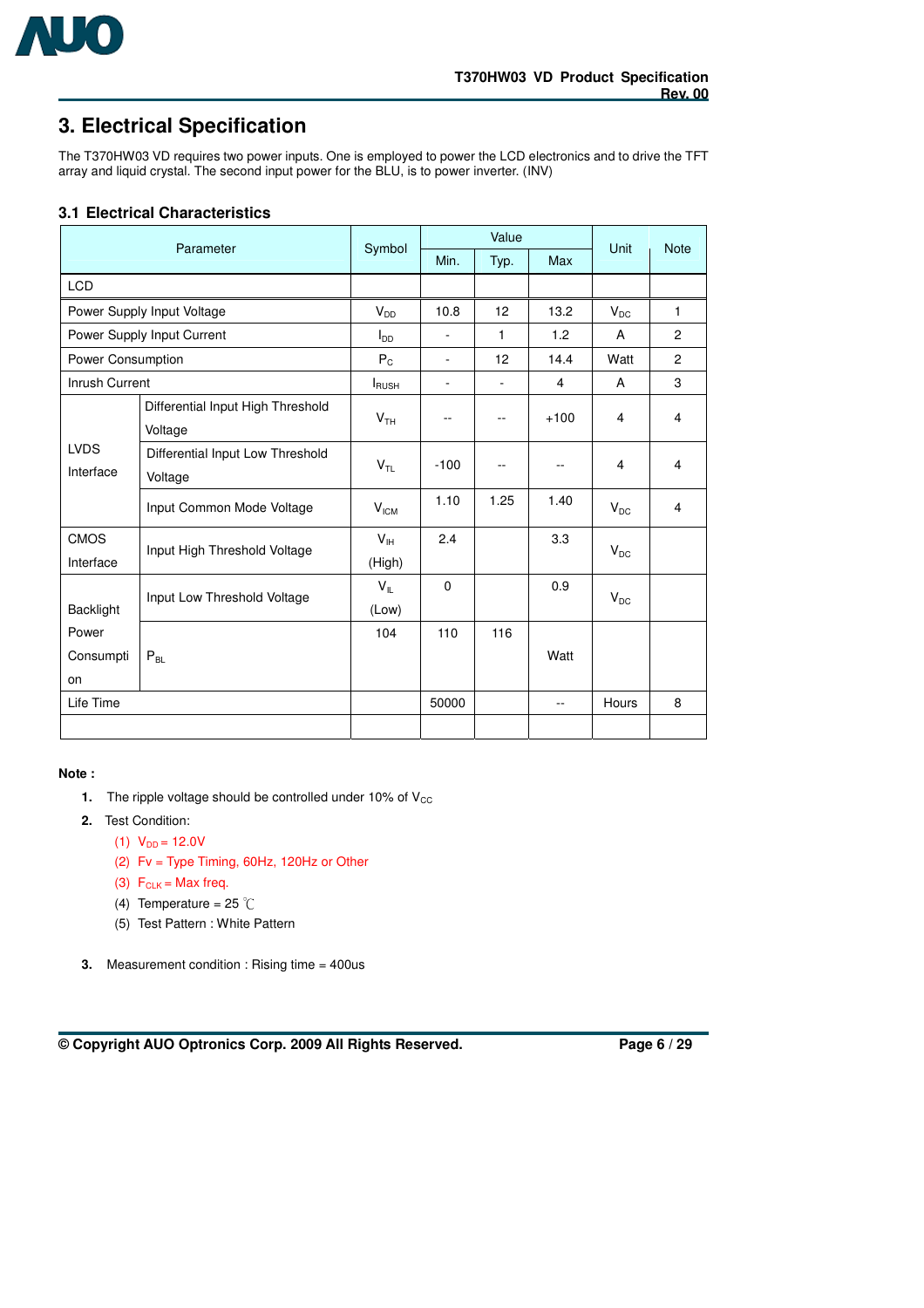# 3. Electrical Specification

The T370HW03 VD requires two power inputs. One is employed to power the LCD electronics and to drive the TFT array and liquid crystal. The second input power for the BLU, is to power inverter. (INV)

## 3.1 Electrical Characteristics

| Parameter | | Symbol | Value | | | Unit | Note |
|---|---|---|---|---|---|---|---|
| | | | Min. | Typ. | Max | | |
| LCD | | | | | | | |
| Power Supply Input Voltage | | $V_{DD}$ | 10.8 | 12 | 13.2 | $V_{DC}$ | 1 |
| Power Supply Input Current | | $I_{DD}$ | - | 1 | 1.2 | A | 2 |
| Power Consumption | | $P_C$ | - | 12 | 14.4 | Watt | 2 |
| Inrush Current | | $I_{RUSH}$ | - | - | 4 | A | 3 |
| LVDS Interface | Differential Input High Threshold Voltage | $V_{TH}$ | -- | -- | +100 | 4 | 4 |
| | Differential Input Low Threshold Voltage | $V_{TL}$ | -100 | -- | -- | 4 | 4 |
| | Input Common Mode Voltage | $V_{ICM}$ | 1.10 | 1.25 | 1.40 | $V_{DC}$ | 4 |
| CMOS Interface | Input High Threshold Voltage | $V_{IH}$ (High) | 2.4 | | 3.3 | $V_{DC}$ | |
| | Input Low Threshold Voltage | $V_{IL}$ (Low) | 0 | | 0.9 | $V_{DC}$ | |
| Backlight Power Consumption | $P_{BL}$ | 104 | 110 | 116 | Watt | | |
| Life Time | | | 50000 | | -- | Hours | 8 |
| | | | | | | | |

**Note :**

1. The ripple voltage should be controlled under 10% of $V_{CC}$
2. Test Condition:
   (1) $V_{DD}$ = 12.0V
   (2) Fv = Type Timing, 60Hz, 120Hz or Other
   (3) $F_{CLK}$ = Max freq.
   (4) Temperature = 25 ℃
   (5) Test Pattern : White Pattern
3. Measurement condition : Rising time = 400us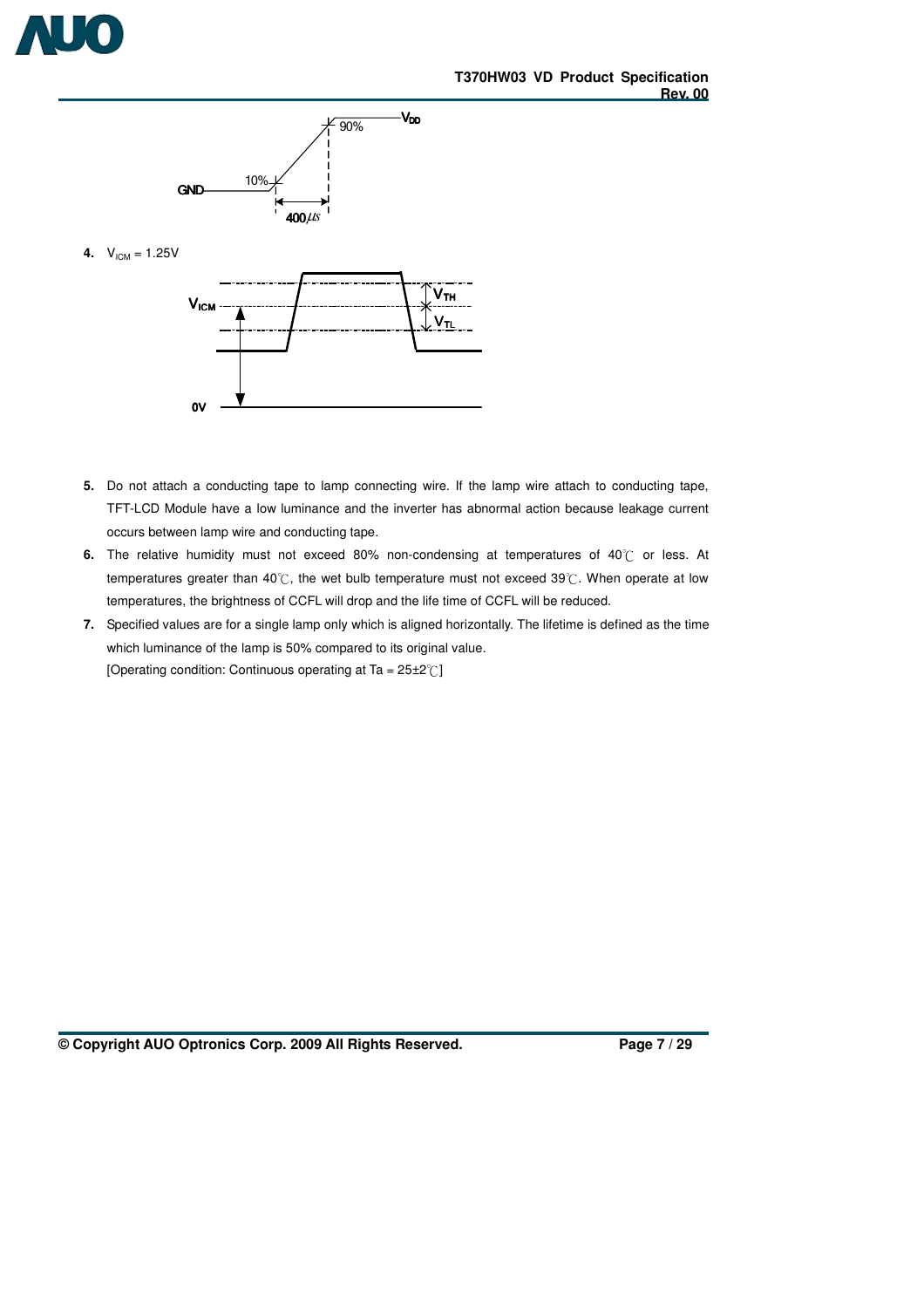4. $V_{ICM}$ = 1.25V

5. Do not attach a conducting tape to lamp connecting wire. If the lamp wire attach to conducting tape, TFT-LCD Module have a low luminance and the inverter has abnormal action because leakage current occurs between lamp wire and conducting tape.

6. The relative humidity must not exceed 80% non-condensing at temperatures of 40℃ or less. At temperatures greater than 40℃, the wet bulb temperature must not exceed 39℃. When operate at low temperatures, the brightness of CCFL will drop and the life time of CCFL will be reduced.

7. Specified values are for a single lamp only which is aligned horizontally. The lifetime is defined as the time which luminance of the lamp is 50% compared to its original value.
   [Operating condition: Continuous operating at Ta = 25±2℃]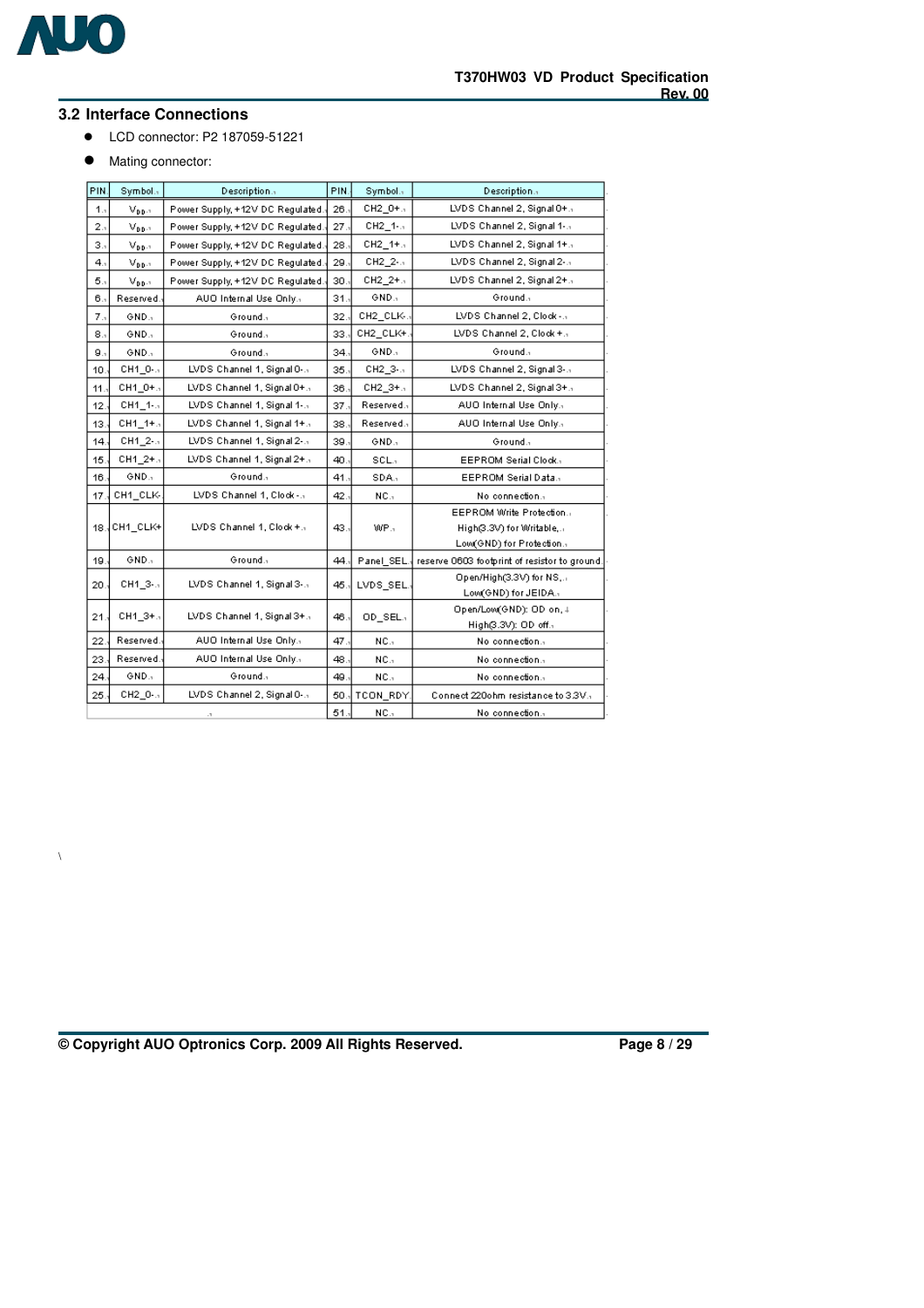## 3.2 Interface Connections

- LCD connector: P2 187059-51221
- Mating connector:

| PIN | Symbol | Description | PIN | Symbol | Description |
|---|---|---|---|---|---|
| 1 | $V_{DD}$ | Power Supply, +12V DC Regulated | 26 | CH2_0+ | LVDS Channel 2, Signal 0+ |
| 2 | $V_{DD}$ | Power Supply, +12V DC Regulated | 27 | CH2_1- | LVDS Channel 2, Signal 1- |
| 3 | $V_{DD}$ | Power Supply, +12V DC Regulated | 28 | CH2_1+ | LVDS Channel 2, Signal 1+ |
| 4 | $V_{DD}$ | Power Supply, +12V DC Regulated | 29 | CH2_2- | LVDS Channel 2, Signal 2- |
| 5 | $V_{DD}$ | Power Supply, +12V DC Regulated | 30 | CH2_2+ | LVDS Channel 2, Signal 2+ |
| 6 | Reserved | AUO Internal Use Only | 31 | GND | Ground |
| 7 | GND | Ground | 32 | CH2_CLK- | LVDS Channel 2, Clock - |
| 8 | GND | Ground | 33 | CH2_CLK+ | LVDS Channel 2, Clock + |
| 9 | GND | Ground | 34 | GND | Ground |
| 10 | CH1_0- | LVDS Channel 1, Signal 0- | 35 | CH2_3- | LVDS Channel 2, Signal 3- |
| 11 | CH1_0+ | LVDS Channel 1, Signal 0+ | 36 | CH2_3+ | LVDS Channel 2, Signal 3+ |
| 12 | CH1_1- | LVDS Channel 1, Signal 1- | 37 | Reserved | AUO Internal Use Only |
| 13 | CH1_1+ | LVDS Channel 1, Signal 1+ | 38 | Reserved | AUO Internal Use Only |
| 14 | CH1_2- | LVDS Channel 1, Signal 2- | 39 | GND | Ground |
| 15 | CH1_2+ | LVDS Channel 1, Signal 2+ | 40 | SCL | EEPROM Serial Clock |
| 16 | GND | Ground | 41 | SDA | EEPROM Serial Data |
| 17 | CH1_CLK- | LVDS Channel 1, Clock - | 42 | NC | No connection |
| 18 | CH1_CLK+ | LVDS Channel 1, Clock + | 43 | WP | EEPROM Write Protection<br>High(3.3V) for Writable,<br>Low(GND) for Protection |
| 19 | GND | Ground | 44 | Panel_SEL | reserve 0603 footprint of resistor to ground |
| 20 | CH1_3- | LVDS Channel 1, Signal 3- | 45 | LVDS_SEL | Open/High(3.3V) for NS,<br>Low(GND) for JEIDA |
| 21 | CH1_3+ | LVDS Channel 1, Signal 3+ | 46 | OD_SEL | Open/Low(GND): OD on,<br>High(3.3V): OD off |
| 22 | Reserved | AUO Internal Use Only | 47 | NC | No connection |
| 23 | Reserved | AUO Internal Use Only | 48 | NC | No connection |
| 24 | GND | Ground | 49 | NC | No connection |
| 25 | CH2_0- | LVDS Channel 2, Signal 0- | 50 | TCON_RDY | Connect 220ohm resistance to 3.3V |
| | | | 51 | NC | No connection |

\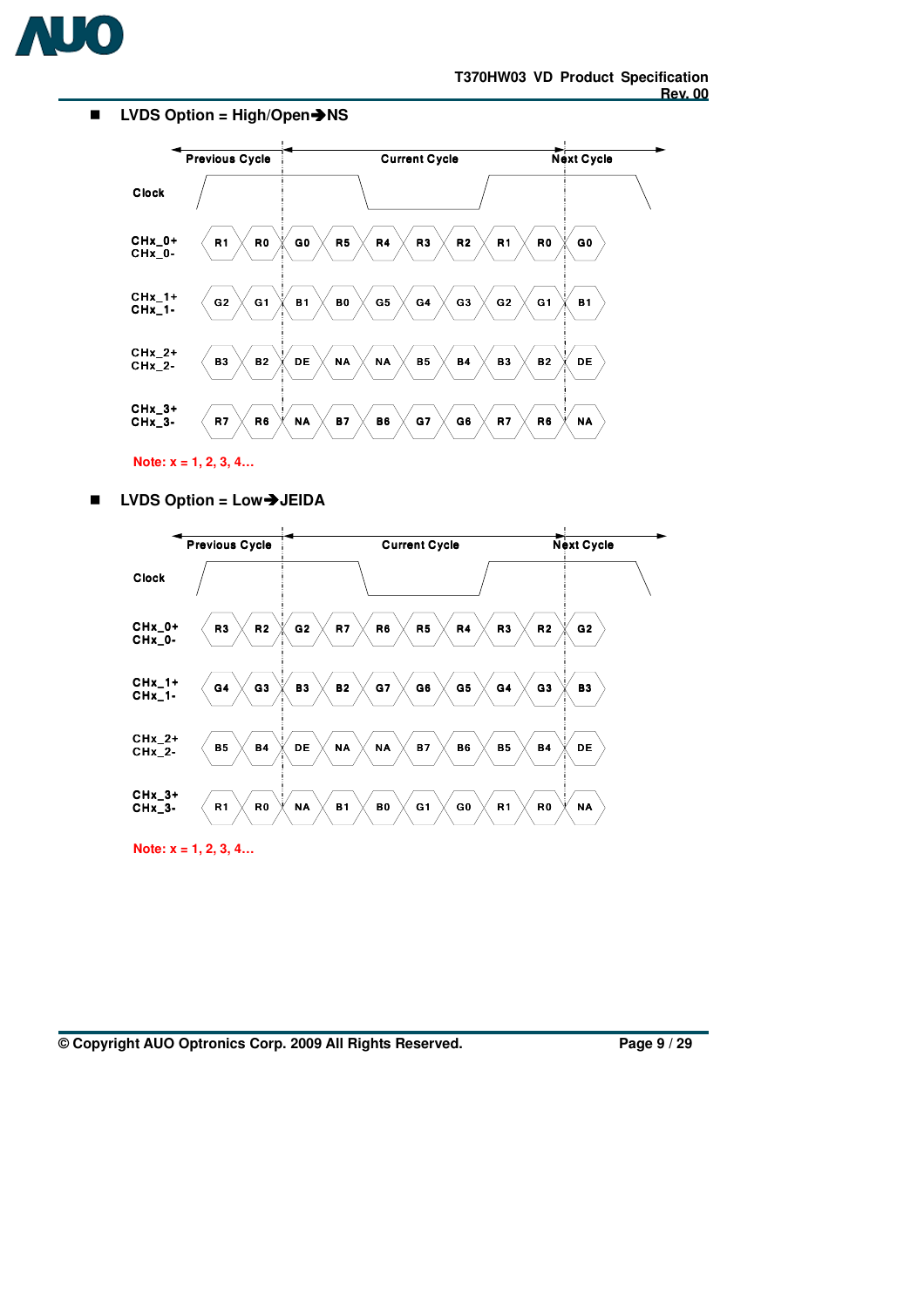- **LVDS Option = High/Open→NS**

| | Previous Cycle | | Current Cycle | | | | | | Next Cycle | |
|---|---|---|---|---|---|---|---|---|---|---|
| CHx_0+ / CHx_0- | R1 | R0 | G0 | R5 | R4 | R3 | R2 | R1 | R0 | G0 |
| CHx_1+ / CHx_1- | G2 | G1 | B1 | B0 | G5 | G4 | G3 | G2 | G1 | B1 |
| CHx_2+ / CHx_2- | B3 | B2 | DE | NA | NA | B5 | B4 | B3 | B2 | DE |
| CHx_3+ / CHx_3- | R7 | R6 | NA | B7 | B6 | G7 | G6 | R7 | R6 | NA |

Note: x = 1, 2, 3, 4…

- **LVDS Option = Low→JEIDA**

| | Previous Cycle | | Current Cycle | | | | | | Next Cycle | |
|---|---|---|---|---|---|---|---|---|---|---|
| CHx_0+ / CHx_0- | R3 | R2 | G2 | R7 | R6 | R5 | R4 | R3 | R2 | G2 |
| CHx_1+ / CHx_1- | G4 | G3 | B3 | B2 | G7 | G6 | G5 | G4 | G3 | B3 |
| CHx_2+ / CHx_2- | B5 | B4 | DE | NA | NA | B7 | B6 | B5 | B4 | DE |
| CHx_3+ / CHx_3- | R1 | R0 | NA | B1 | B0 | G1 | G0 | R1 | R0 | NA |

Note: x = 1, 2, 3, 4…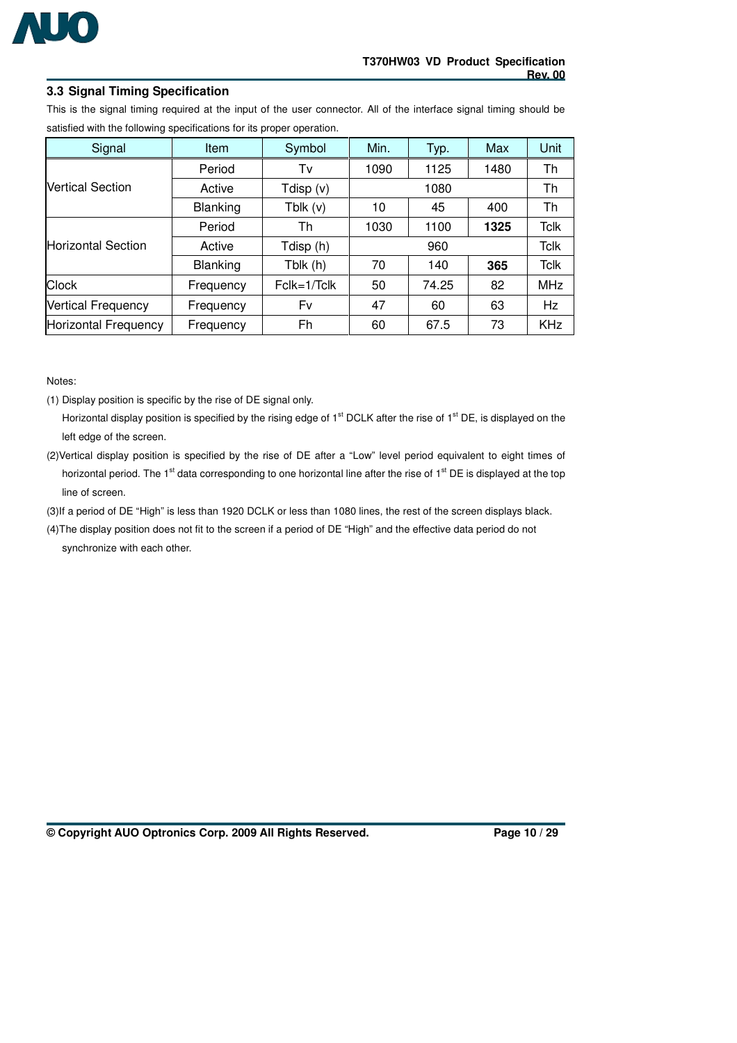## 3.3 Signal Timing Specification

This is the signal timing required at the input of the user connector. All of the interface signal timing should be satisfied with the following specifications for its proper operation.

| Signal | Item | Symbol | Min. | Typ. | Max | Unit |
|---|---|---|---|---|---|---|
| Vertical Section | Period | Tv | 1090 | 1125 | 1480 | Th |
| | Active | Tdisp (v) | | 1080 | | Th |
| | Blanking | Tblk (v) | 10 | 45 | 400 | Th |
| Horizontal Section | Period | Th | 1030 | 1100 | **1325** | Tclk |
| | Active | Tdisp (h) | | 960 | | Tclk |
| | Blanking | Tblk (h) | 70 | 140 | **365** | Tclk |
| Clock | Frequency | Fclk=1/Tclk | 50 | 74.25 | 82 | MHz |
| Vertical Frequency | Frequency | Fv | 47 | 60 | 63 | Hz |
| Horizontal Frequency | Frequency | Fh | 60 | 67.5 | 73 | KHz |

Notes:

(1) Display position is specific by the rise of DE signal only.
Horizontal display position is specified by the rising edge of 1st DCLK after the rise of 1st DE, is displayed on the left edge of the screen.

(2)Vertical display position is specified by the rise of DE after a “Low” level period equivalent to eight times of horizontal period. The 1st data corresponding to one horizontal line after the rise of 1st DE is displayed at the top line of screen.

(3)If a period of DE “High” is less than 1920 DCLK or less than 1080 lines, the rest of the screen displays black.

(4)The display position does not fit to the screen if a period of DE “High” and the effective data period do not synchronize with each other.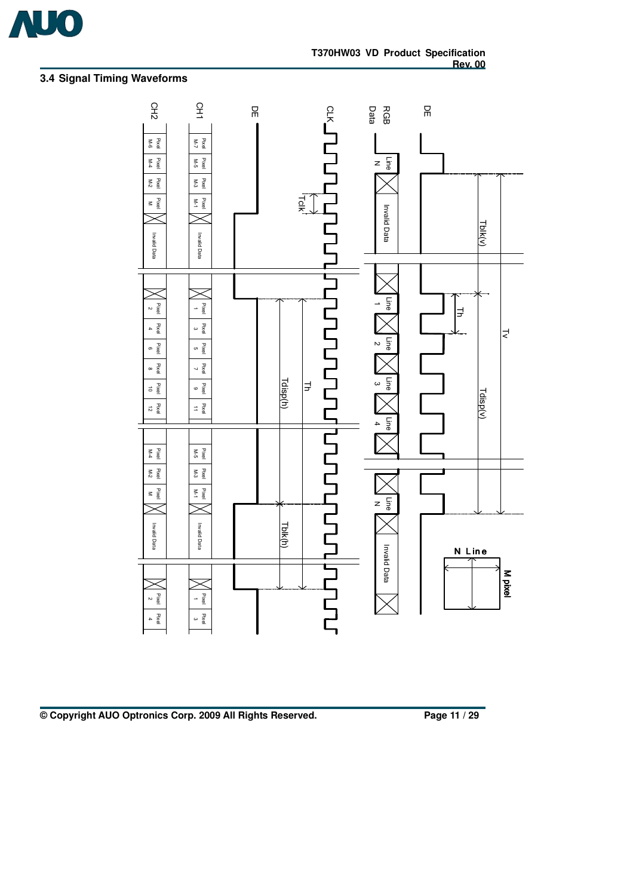### 3.4 Signal Timing Waveforms

CH2 | CH1 | DE | CLK | RGB Data | DE

Pixel M-6 | Pixel M-4 | Pixel M-2 | Pixel M | Invalid Data

Pixel M-7 | Pixel M-5 | Pixel M-3 | Pixel M-1 | Invalid Data

Pixel 2 | Pixel 4 | Pixel 6 | Pixel 8 | Pixel 10 | Pixel 12

Pixel 1 | Pixel 3 | Pixel 5 | Pixel 7 | Pixel 9 | Pixel 11

Pixel M-4 | Pixel M-2 | Pixel M | Invalid Data

Pixel M-5 | Pixel M-3 | Pixel M-1 | Invalid Data

Pixel 2 | Pixel 4

Pixel 1 | Pixel 3

Tclk

Tdisp(h)

Th

Tblk(h)

Line N | Invalid Data | Line 1 | Line 2 | Line 3 | Line 4 | Line N | Invalid Data

Tblk(v)

Th

Tv

Tdisp(v)

N Line

M pixel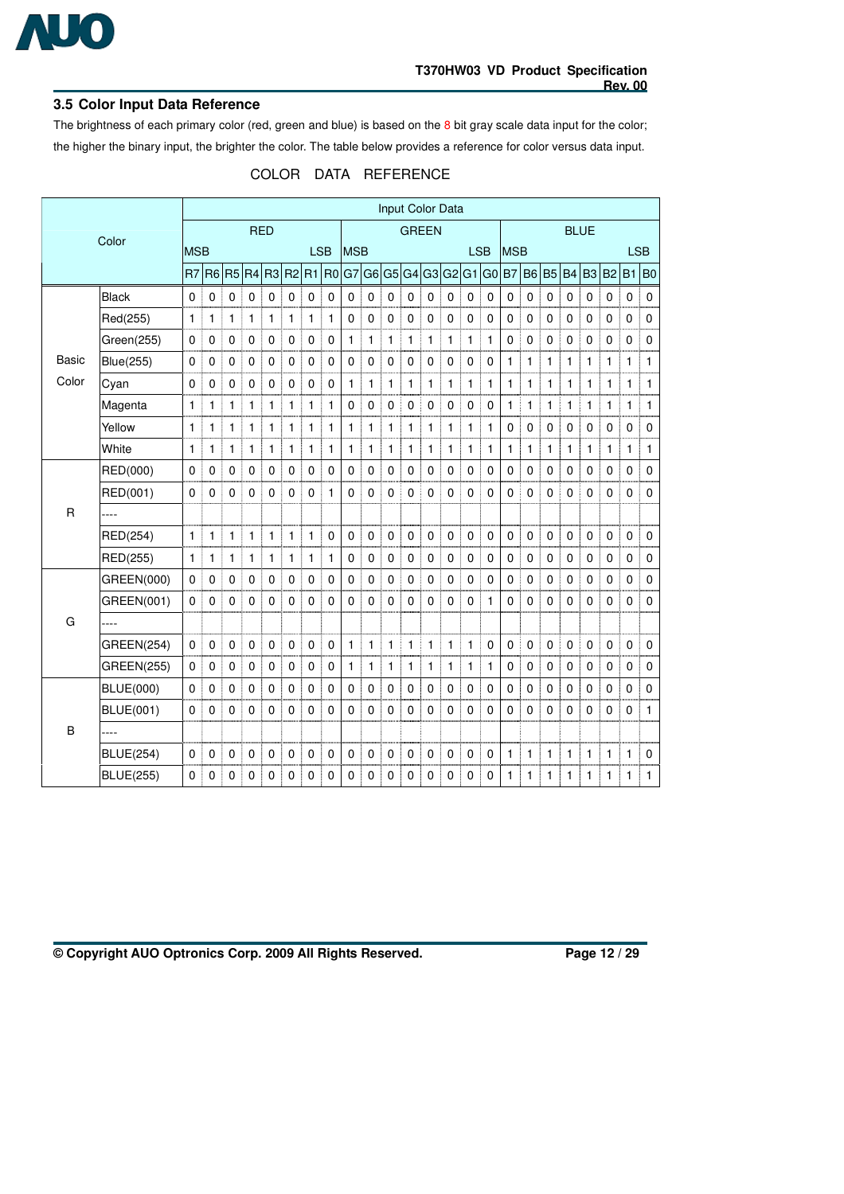## 3.5 Color Input Data Reference

The brightness of each primary color (red, green and blue) is based on the 8 bit gray scale data input for the color; the higher the binary input, the brighter the color. The table below provides a reference for color versus data input.

COLOR DATA REFERENCE

| Color | | Input Color Data | | | | | | | | | | | | | | | | | | | | | | | |
|---|---|---|---|---|---|---|---|---|---|---|---|---|---|---|---|---|---|---|---|---|---|---|---|---|---|
| | | RED | | | | | | | | GREEN | | | | | | | | BLUE | | | | | | | |
| | | MSB | | | | | | | LSB | MSB | | | | | | | LSB | MSB | | | | | | | LSB |
| | | R7 | R6 | R5 | R4 | R3 | R2 | R1 | R0 | G7 | G6 | G5 | G4 | G3 | G2 | G1 | G0 | B7 | B6 | B5 | B4 | B3 | B2 | B1 | B0 |
| Basic Color | Black | 0 | 0 | 0 | 0 | 0 | 0 | 0 | 0 | 0 | 0 | 0 | 0 | 0 | 0 | 0 | 0 | 0 | 0 | 0 | 0 | 0 | 0 | 0 | 0 |
| | Red(255) | 1 | 1 | 1 | 1 | 1 | 1 | 1 | 1 | 0 | 0 | 0 | 0 | 0 | 0 | 0 | 0 | 0 | 0 | 0 | 0 | 0 | 0 | 0 | 0 |
| | Green(255) | 0 | 0 | 0 | 0 | 0 | 0 | 0 | 0 | 1 | 1 | 1 | 1 | 1 | 1 | 1 | 1 | 0 | 0 | 0 | 0 | 0 | 0 | 0 | 0 |
| | Blue(255) | 0 | 0 | 0 | 0 | 0 | 0 | 0 | 0 | 0 | 0 | 0 | 0 | 0 | 0 | 0 | 0 | 1 | 1 | 1 | 1 | 1 | 1 | 1 | 1 |
| | Cyan | 0 | 0 | 0 | 0 | 0 | 0 | 0 | 0 | 1 | 1 | 1 | 1 | 1 | 1 | 1 | 1 | 1 | 1 | 1 | 1 | 1 | 1 | 1 | 1 |
| | Magenta | 1 | 1 | 1 | 1 | 1 | 1 | 1 | 1 | 0 | 0 | 0 | 0 | 0 | 0 | 0 | 0 | 1 | 1 | 1 | 1 | 1 | 1 | 1 | 1 |
| | Yellow | 1 | 1 | 1 | 1 | 1 | 1 | 1 | 1 | 1 | 1 | 1 | 1 | 1 | 1 | 1 | 1 | 0 | 0 | 0 | 0 | 0 | 0 | 0 | 0 |
| | White | 1 | 1 | 1 | 1 | 1 | 1 | 1 | 1 | 1 | 1 | 1 | 1 | 1 | 1 | 1 | 1 | 1 | 1 | 1 | 1 | 1 | 1 | 1 | 1 |
| R | RED(000) | 0 | 0 | 0 | 0 | 0 | 0 | 0 | 0 | 0 | 0 | 0 | 0 | 0 | 0 | 0 | 0 | 0 | 0 | 0 | 0 | 0 | 0 | 0 | 0 |
| | RED(001) | 0 | 0 | 0 | 0 | 0 | 0 | 0 | 1 | 0 | 0 | 0 | 0 | 0 | 0 | 0 | 0 | 0 | 0 | 0 | 0 | 0 | 0 | 0 | 0 |
| | ---- | | | | | | | | | | | | | | | | | | | | | | | | |
| | RED(254) | 1 | 1 | 1 | 1 | 1 | 1 | 1 | 0 | 0 | 0 | 0 | 0 | 0 | 0 | 0 | 0 | 0 | 0 | 0 | 0 | 0 | 0 | 0 | 0 |
| | RED(255) | 1 | 1 | 1 | 1 | 1 | 1 | 1 | 1 | 0 | 0 | 0 | 0 | 0 | 0 | 0 | 0 | 0 | 0 | 0 | 0 | 0 | 0 | 0 | 0 |
| G | GREEN(000) | 0 | 0 | 0 | 0 | 0 | 0 | 0 | 0 | 0 | 0 | 0 | 0 | 0 | 0 | 0 | 0 | 0 | 0 | 0 | 0 | 0 | 0 | 0 | 0 |
| | GREEN(001) | 0 | 0 | 0 | 0 | 0 | 0 | 0 | 0 | 0 | 0 | 0 | 0 | 0 | 0 | 0 | 1 | 0 | 0 | 0 | 0 | 0 | 0 | 0 | 0 |
| | ---- | | | | | | | | | | | | | | | | | | | | | | | | |
| | GREEN(254) | 0 | 0 | 0 | 0 | 0 | 0 | 0 | 0 | 1 | 1 | 1 | 1 | 1 | 1 | 1 | 0 | 0 | 0 | 0 | 0 | 0 | 0 | 0 | 0 |
| | GREEN(255) | 0 | 0 | 0 | 0 | 0 | 0 | 0 | 0 | 1 | 1 | 1 | 1 | 1 | 1 | 1 | 1 | 0 | 0 | 0 | 0 | 0 | 0 | 0 | 0 |
| B | BLUE(000) | 0 | 0 | 0 | 0 | 0 | 0 | 0 | 0 | 0 | 0 | 0 | 0 | 0 | 0 | 0 | 0 | 0 | 0 | 0 | 0 | 0 | 0 | 0 | 0 |
| | BLUE(001) | 0 | 0 | 0 | 0 | 0 | 0 | 0 | 0 | 0 | 0 | 0 | 0 | 0 | 0 | 0 | 0 | 0 | 0 | 0 | 0 | 0 | 0 | 0 | 1 |
| | ---- | | | | | | | | | | | | | | | | | | | | | | | | |
| | BLUE(254) | 0 | 0 | 0 | 0 | 0 | 0 | 0 | 0 | 0 | 0 | 0 | 0 | 0 | 0 | 0 | 0 | 1 | 1 | 1 | 1 | 1 | 1 | 1 | 0 |
| | BLUE(255) | 0 | 0 | 0 | 0 | 0 | 0 | 0 | 0 | 0 | 0 | 0 | 0 | 0 | 0 | 0 | 0 | 1 | 1 | 1 | 1 | 1 | 1 | 1 | 1 |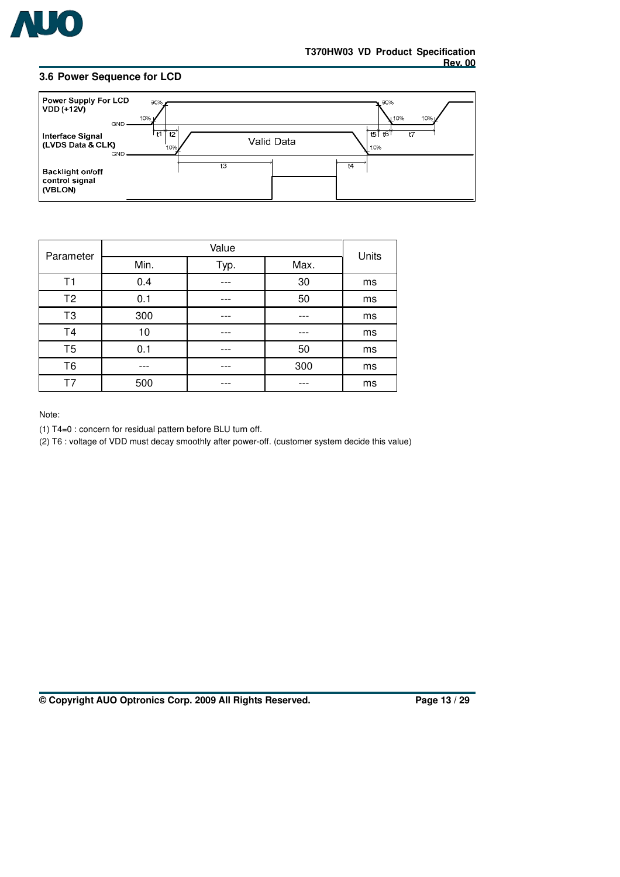### 3.6 Power Sequence for LCD

Power Supply For LCD VDD (+12V)

Interface Signal (LVDS Data & CLK)

Valid Data

Backlight on/off control signal (VBLON)

| Parameter | Value | | | Units |
|---|---|---|---|---|
| | Min. | Typ. | Max. | |
| T1 | 0.4 | --- | 30 | ms |
| T2 | 0.1 | --- | 50 | ms |
| T3 | 300 | --- | --- | ms |
| T4 | 10 | --- | --- | ms |
| T5 | 0.1 | --- | 50 | ms |
| T6 | --- | --- | 300 | ms |
| T7 | 500 | --- | --- | ms |

Note:

(1) T4=0 : concern for residual pattern before BLU turn off.

(2) T6 : voltage of VDD must decay smoothly after power-off. (customer system decide this value)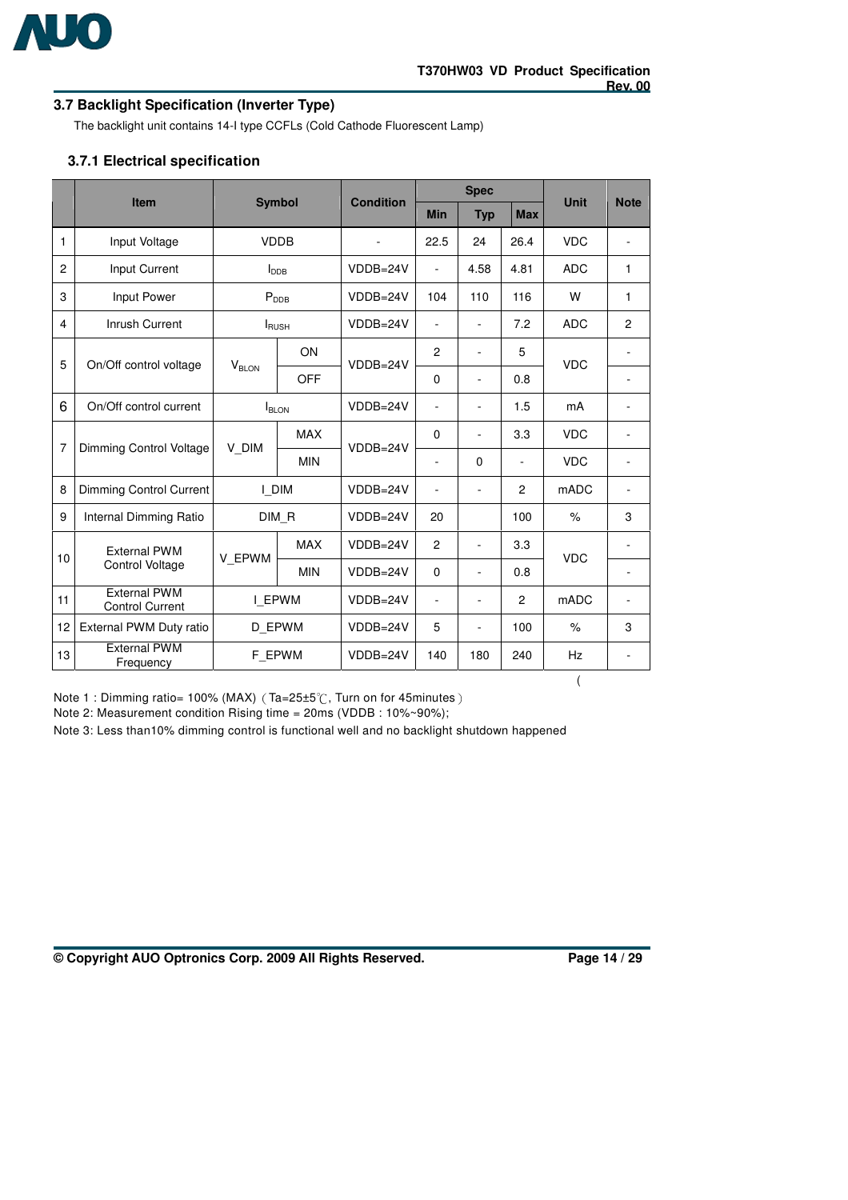## 3.7 Backlight Specification (Inverter Type)

The backlight unit contains 14-I type CCFLs (Cold Cathode Fluorescent Lamp)

### 3.7.1 Electrical specification

| | Item | Symbol | | Condition | Spec | | | Unit | Note |
|---|---|---|---|---|---|---|---|---|---|
| | | | | | Min | Typ | Max | | |
| 1 | Input Voltage | VDDB | | - | 22.5 | 24 | 26.4 | VDC | - |
| 2 | Input Current | $I_{DDB}$ | | VDDB=24V | - | 4.58 | 4.81 | ADC | 1 |
| 3 | Input Power | $P_{DDB}$ | | VDDB=24V | 104 | 110 | 116 | W | 1 |
| 4 | Inrush Current | $I_{RUSH}$ | | VDDB=24V | - | - | 7.2 | ADC | 2 |
| 5 | On/Off control voltage | $V_{BLON}$ | ON | VDDB=24V | 2 | - | 5 | VDC | - |
| | | | OFF | | 0 | - | 0.8 | | - |
| 6 | On/Off control current | $I_{BLON}$ | | VDDB=24V | - | - | 1.5 | mA | - |
| 7 | Dimming Control Voltage | V_DIM | MAX | VDDB=24V | 0 | - | 3.3 | VDC | - |
| | | | MIN | | - | 0 | - | VDC | - |
| 8 | Dimming Control Current | I_DIM | | VDDB=24V | - | - | 2 | mADC | - |
| 9 | Internal Dimming Ratio | DIM_R | | VDDB=24V | 20 | | 100 | % | 3 |
| 10 | External PWM Control Voltage | V_EPWM | MAX | VDDB=24V | 2 | - | 3.3 | VDC | - |
| | | | MIN | VDDB=24V | 0 | - | 0.8 | | - |
| 11 | External PWM Control Current | I_EPWM | | VDDB=24V | - | - | 2 | mADC | - |
| 12 | External PWM Duty ratio | D_EPWM | | VDDB=24V | 5 | - | 100 | % | 3 |
| 13 | External PWM Frequency | F_EPWM | | VDDB=24V | 140 | 180 | 240 | Hz | - |

Note 1 : Dimming ratio= 100% (MAX)（Ta=25±5℃, Turn on for 45minutes）

Note 2: Measurement condition Rising time = 20ms (VDDB : 10%~90%);

Note 3: Less than10% dimming control is functional well and no backlight shutdown happened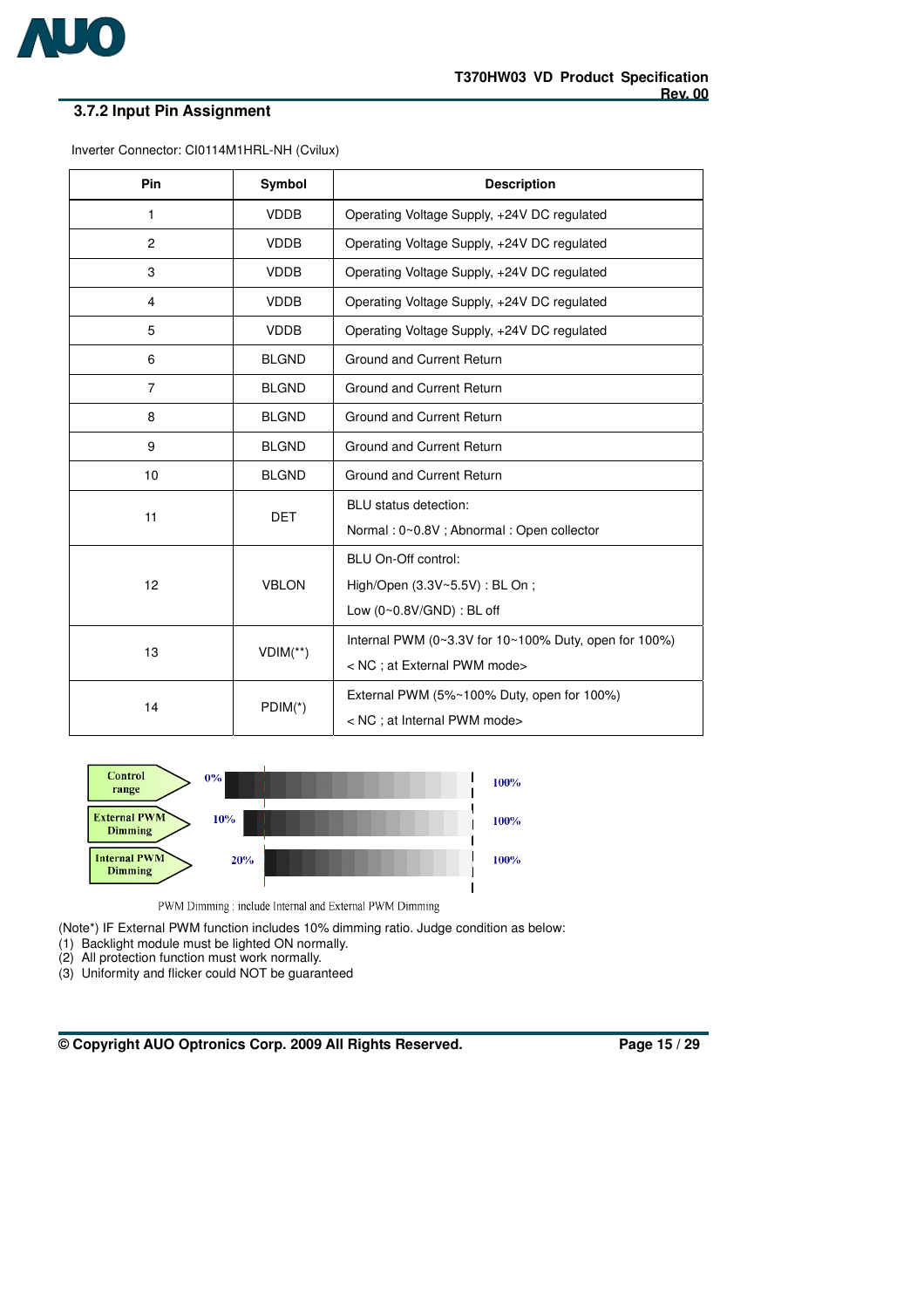### 3.7.2 Input Pin Assignment

Inverter Connector: CI0114M1HRL-NH (Cvilux)

| Pin | Symbol | Description |
|---|---|---|
| 1 | VDDB | Operating Voltage Supply, +24V DC regulated |
| 2 | VDDB | Operating Voltage Supply, +24V DC regulated |
| 3 | VDDB | Operating Voltage Supply, +24V DC regulated |
| 4 | VDDB | Operating Voltage Supply, +24V DC regulated |
| 5 | VDDB | Operating Voltage Supply, +24V DC regulated |
| 6 | BLGND | Ground and Current Return |
| 7 | BLGND | Ground and Current Return |
| 8 | BLGND | Ground and Current Return |
| 9 | BLGND | Ground and Current Return |
| 10 | BLGND | Ground and Current Return |
| 11 | DET | BLU status detection:<br>Normal : 0~0.8V ; Abnormal : Open collector |
| 12 | VBLON | BLU On-Off control:<br>High/Open (3.3V~5.5V) : BL On ;<br>Low (0~0.8V/GND) : BL off |
| 13 | VDIM(**) | Internal PWM (0~3.3V for 10~100% Duty, open for 100%)<br>< NC ; at External PWM mode> |
| 14 | PDIM(*) | External PWM (5%~100% Duty, open for 100%)<br>< NC ; at Internal PWM mode> |

Control range: 0% – 100%
External PWM Dimming: 10% – 100%
Internal PWM Dimming: 20% – 100%

PWM Dimming : include Internal and External PWM Dimming

(Note*) IF External PWM function includes 10% dimming ratio. Judge condition as below:
(1) Backlight module must be lighted ON normally.
(2) All protection function must work normally.
(3) Uniformity and flicker could NOT be guaranteed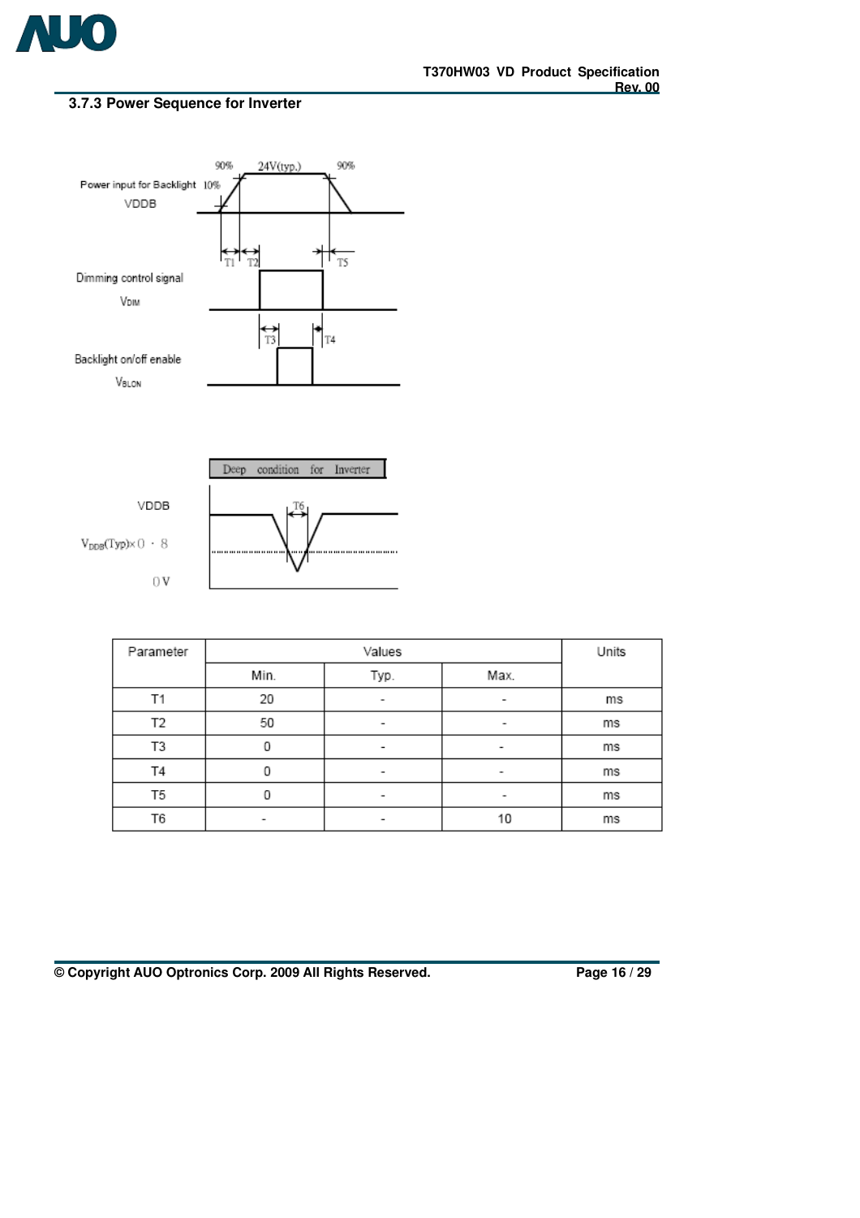### 3.7.3 Power Sequence for Inverter

Power input for Backlight VDDB

Dimming control signal $V_{DIM}$

Backlight on/off enable $V_{BLON}$

Deep condition for Inverter

VDDB

$V_{DDB}$(Typ)×0.8

0 V

| Parameter | Values | | | Units |
|---|---|---|---|---|
| | Min. | Typ. | Max. | |
| T1 | 20 | - | - | ms |
| T2 | 50 | - | - | ms |
| T3 | 0 | - | - | ms |
| T4 | 0 | - | - | ms |
| T5 | 0 | - | - | ms |
| T6 | - | - | 10 | ms |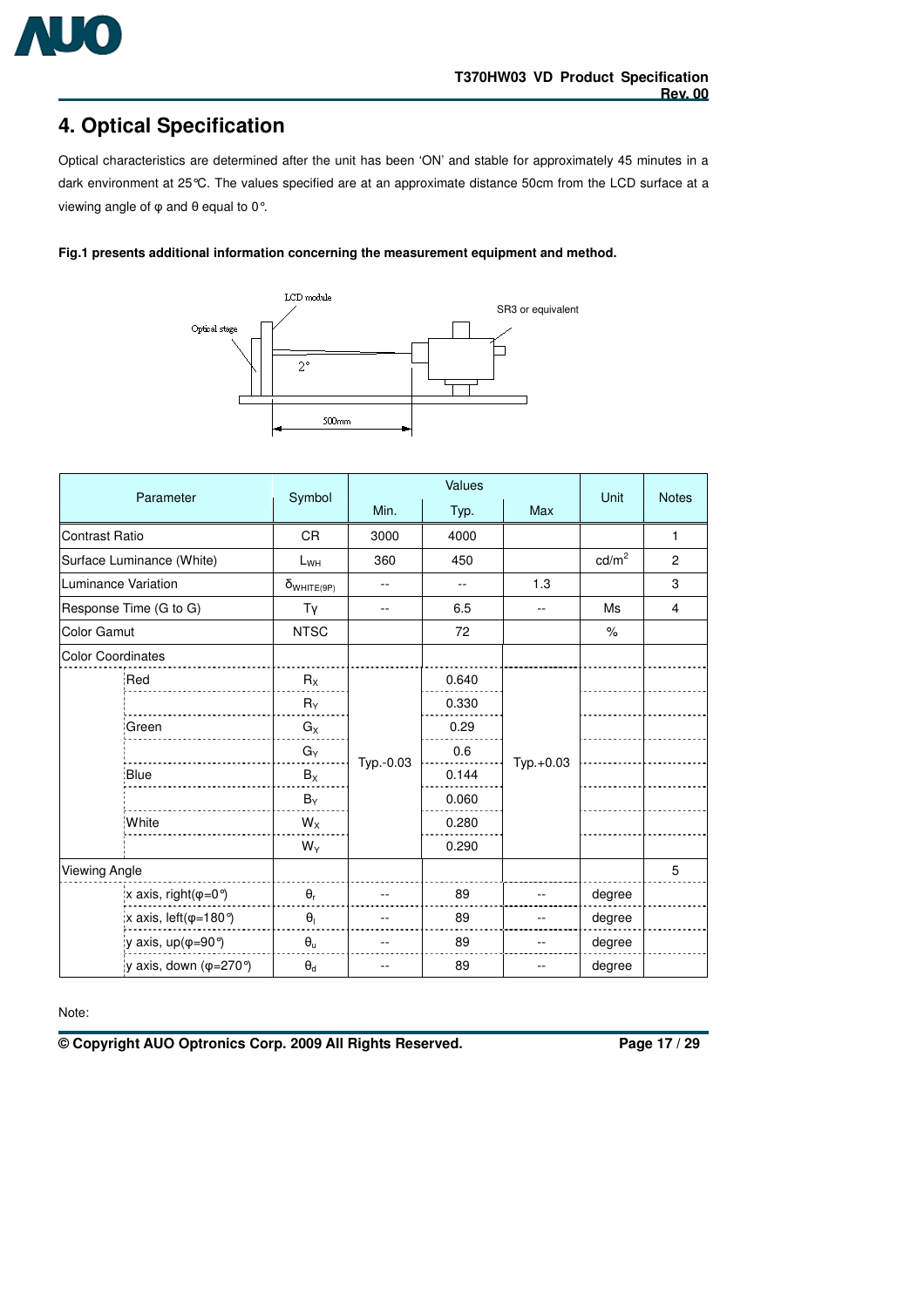# 4. Optical Specification

Optical characteristics are determined after the unit has been 'ON' and stable for approximately 45 minutes in a dark environment at 25℃. The values specified are at an approximate distance 50cm from the LCD surface at a viewing angle of φ and θ equal to 0°.

**Fig.1 presents additional information concerning the measurement equipment and method.**

| Parameter | | Symbol | Values | | | Unit | Notes |
|---|---|---|---|---|---|---|---|
| | | | Min. | Typ. | Max | | |
| Contrast Ratio | | CR | 3000 | 4000 | | | 1 |
| Surface Luminance (White) | | $L_{WH}$ | 360 | 450 | | cd/m$^2$ | 2 |
| Luminance Variation | | $\delta_{WHITE(9P)}$ | -- | -- | 1.3 | | 3 |
| Response Time (G to G) | | Tγ | -- | 6.5 | -- | Ms | 4 |
| Color Gamut | | NTSC | | 72 | | % | |
| Color Coordinates | | | | | | | |
| | Red | $R_X$ | Typ.-0.03 | 0.640 | Typ.+0.03 | | |
| | | $R_Y$ | | 0.330 | | | |
| | Green | $G_X$ | | 0.29 | | | |
| | | $G_Y$ | | 0.6 | | | |
| | Blue | $B_X$ | | 0.144 | | | |
| | | $B_Y$ | | 0.060 | | | |
| | White | $W_X$ | | 0.280 | | | |
| | | $W_Y$ | | 0.290 | | | |
| Viewing Angle | | | | | | | 5 |
| | x axis, right(φ=0°) | $\theta_r$ | -- | 89 | -- | degree | |
| | x axis, left(φ=180°) | $\theta_l$ | -- | 89 | -- | degree | |
| | y axis, up(φ=90°) | $\theta_u$ | -- | 89 | -- | degree | |
| | y axis, down (φ=270°) | $\theta_d$ | -- | 89 | -- | degree | |

Note: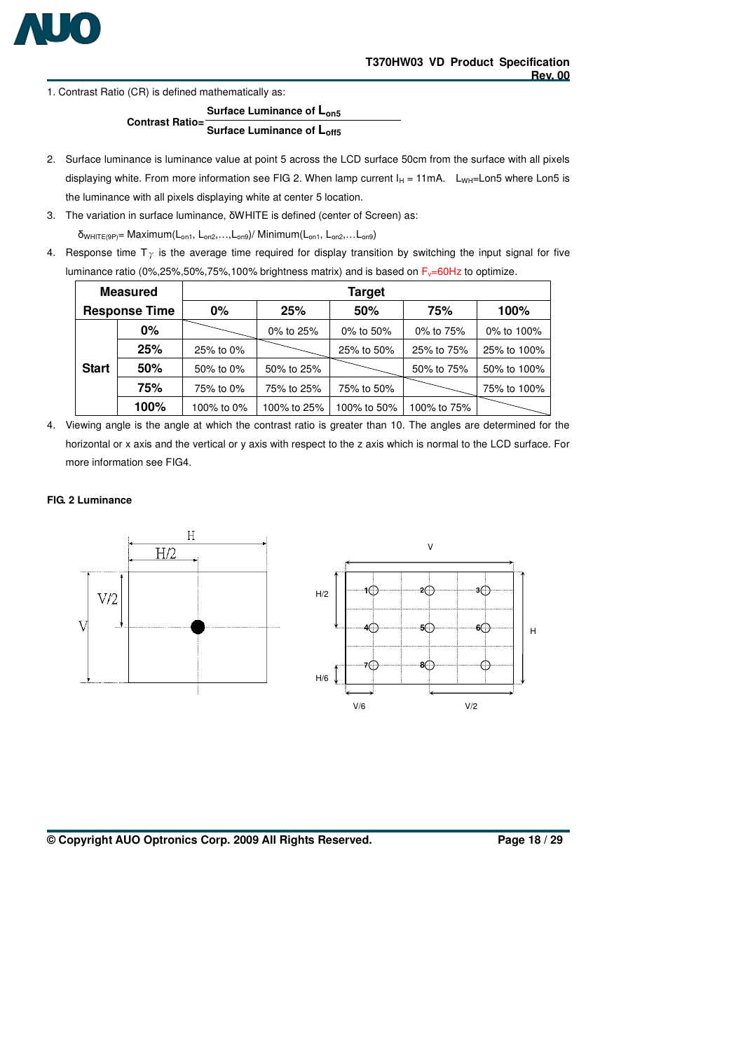1. Contrast Ratio (CR) is defined mathematically as:

$$\text{Contrast Ratio} = \frac{\text{Surface Luminance of } L_{on5}}{\text{Surface Luminance of } L_{off5}}$$

2. Surface luminance is luminance value at point 5 across the LCD surface 50cm from the surface with all pixels displaying white. From more information see FIG 2. When lamp current $I_H$ = 11mA. $L_{WH}$=Lon5 where Lon5 is the luminance with all pixels displaying white at center 5 location.
3. The variation in surface luminance, δWHITE is defined (center of Screen) as:

   $\delta_{WHITE(9P)}$= Maximum($L_{on1}$, $L_{on2}$,…,$L_{on9}$)/ Minimum($L_{on1}$, $L_{on2}$,…$L_{on9}$)

4. Response time $T_\gamma$ is the average time required for display transition by switching the input signal for five luminance ratio (0%,25%,50%,75%,100% brightness matrix) and is based on $F_v$=60Hz to optimize.

| Measured Response Time | | Target | | | | |
|---|---|---|---|---|---|---|
| | | 0% | 25% | 50% | 75% | 100% |
| Start | 0% | | 0% to 25% | 0% to 50% | 0% to 75% | 0% to 100% |
| | 25% | 25% to 0% | | 25% to 50% | 25% to 75% | 25% to 100% |
| | 50% | 50% to 0% | 50% to 25% | | 50% to 75% | 50% to 100% |
| | 75% | 75% to 0% | 75% to 25% | 75% to 50% | | 75% to 100% |
| | 100% | 100% to 0% | 100% to 25% | 100% to 50% | 100% to 75% | |

4. Viewing angle is the angle at which the contrast ratio is greater than 10. The angles are determined for the horizontal or x axis and the vertical or y axis with respect to the z axis which is normal to the LCD surface. For more information see FIG4.

**FIG. 2 Luminance**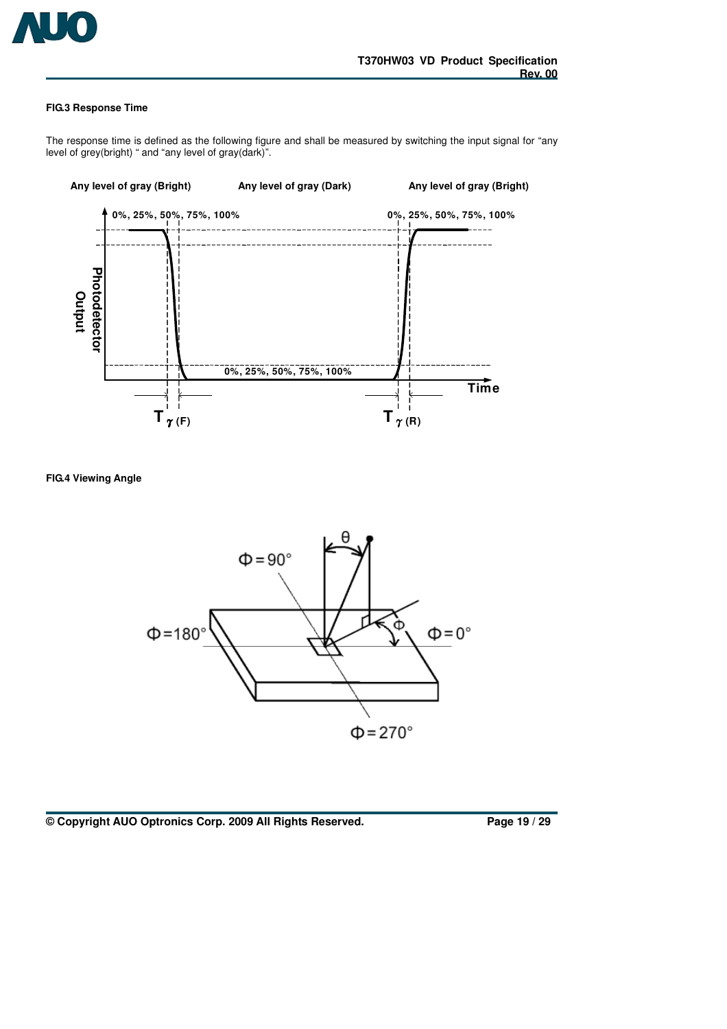**FIG.3 Response Time**

The response time is defined as the following figure and shall be measured by switching the input signal for "any level of grey(bright) " and "any level of gray(dark)".

Any level of gray (Bright) Any level of gray (Dark) Any level of gray (Bright)

0%, 25%, 50%, 75%, 100% 0%, 25%, 50%, 75%, 100%

Photodetector Output

0%, 25%, 50%, 75%, 100%

Time

$T_{\gamma}$ (F) $T_{\gamma}$ (R)

**FIG.4 Viewing Angle**

θ

Φ = 90°

Φ=180°

Φ

Φ=0°

Φ = 270°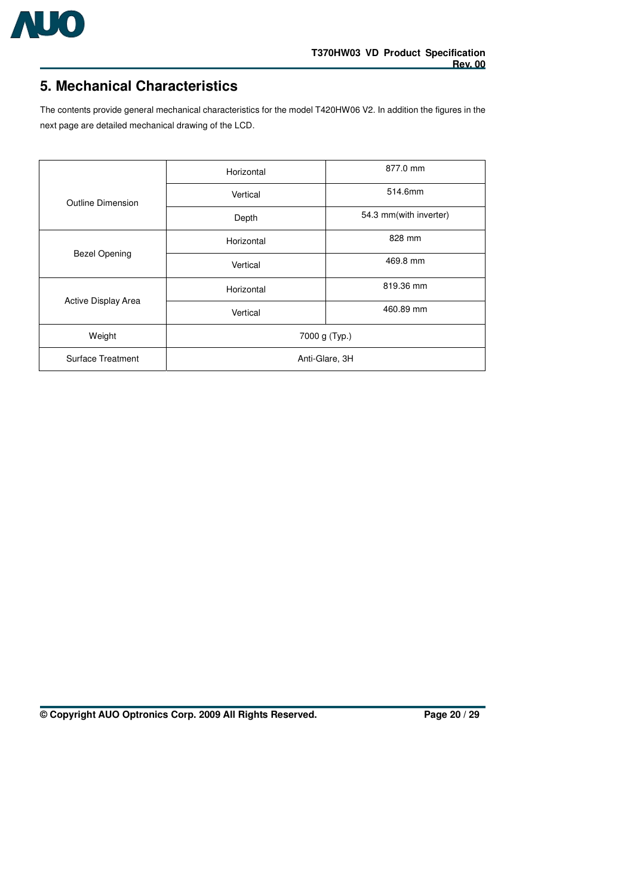# 5. Mechanical Characteristics

The contents provide general mechanical characteristics for the model T420HW06 V2. In addition the figures in the next page are detailed mechanical drawing of the LCD.

| | | |
|---|---|---|
| Outline Dimension | Horizontal | 877.0 mm |
| | Vertical | 514.6mm |
| | Depth | 54.3 mm(with inverter) |
| Bezel Opening | Horizontal | 828 mm |
| | Vertical | 469.8 mm |
| Active Display Area | Horizontal | 819.36 mm |
| | Vertical | 460.89 mm |
| Weight | 7000 g (Typ.) | |
| Surface Treatment | Anti-Glare, 3H | |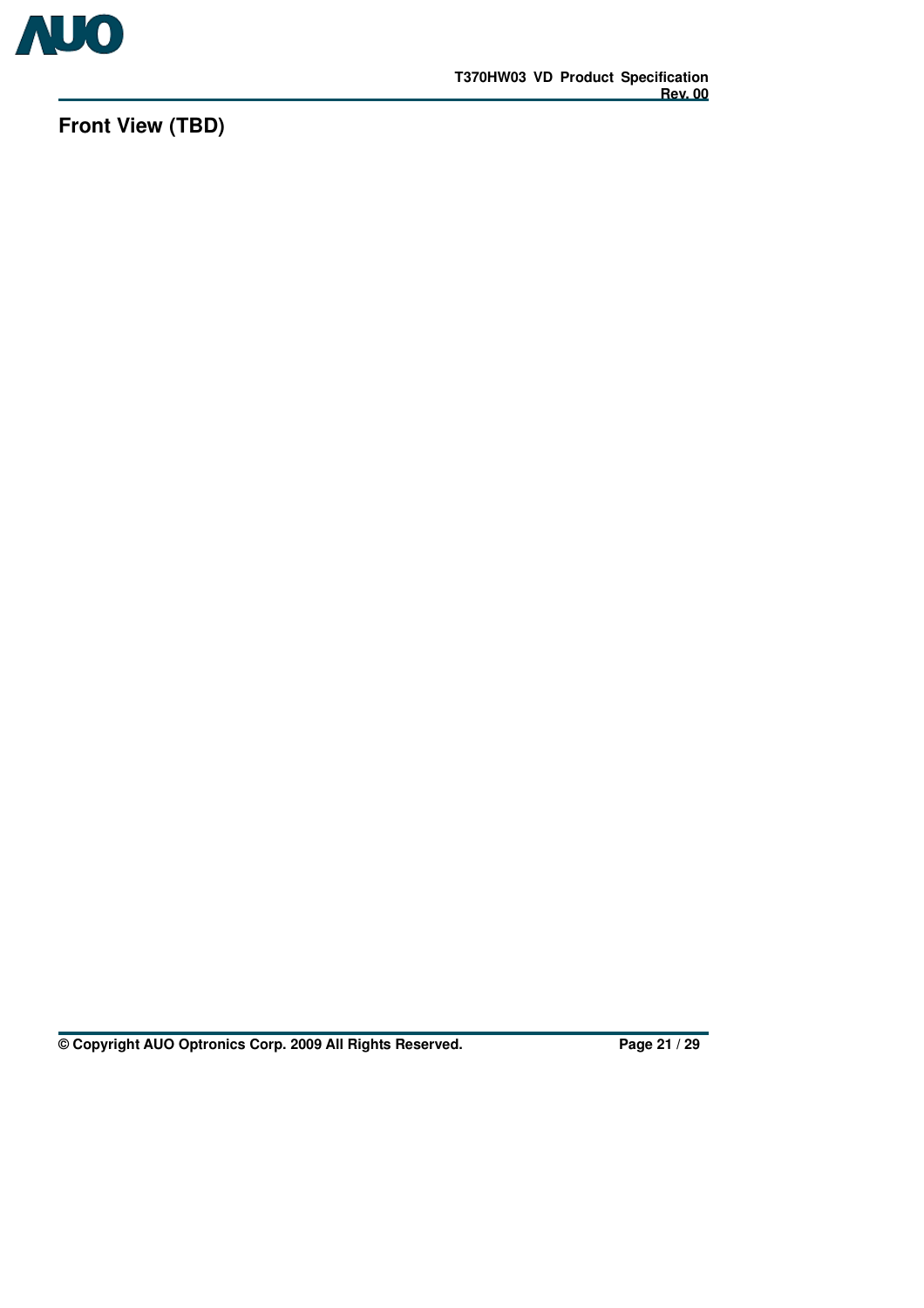## Front View (TBD)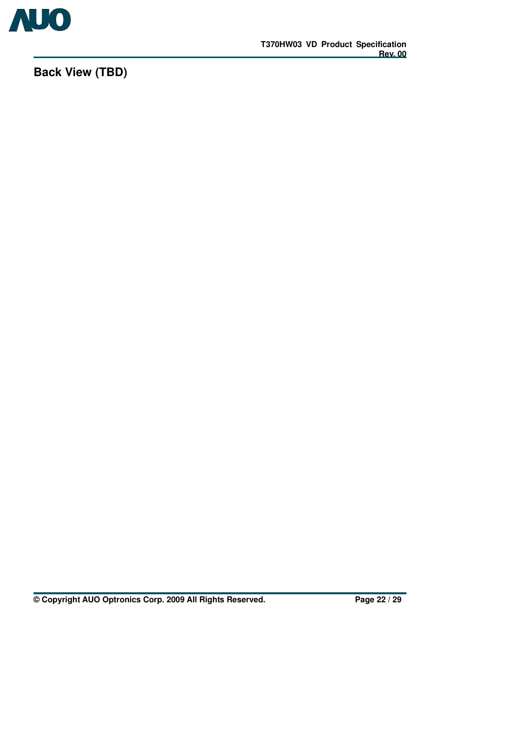## Back View (TBD)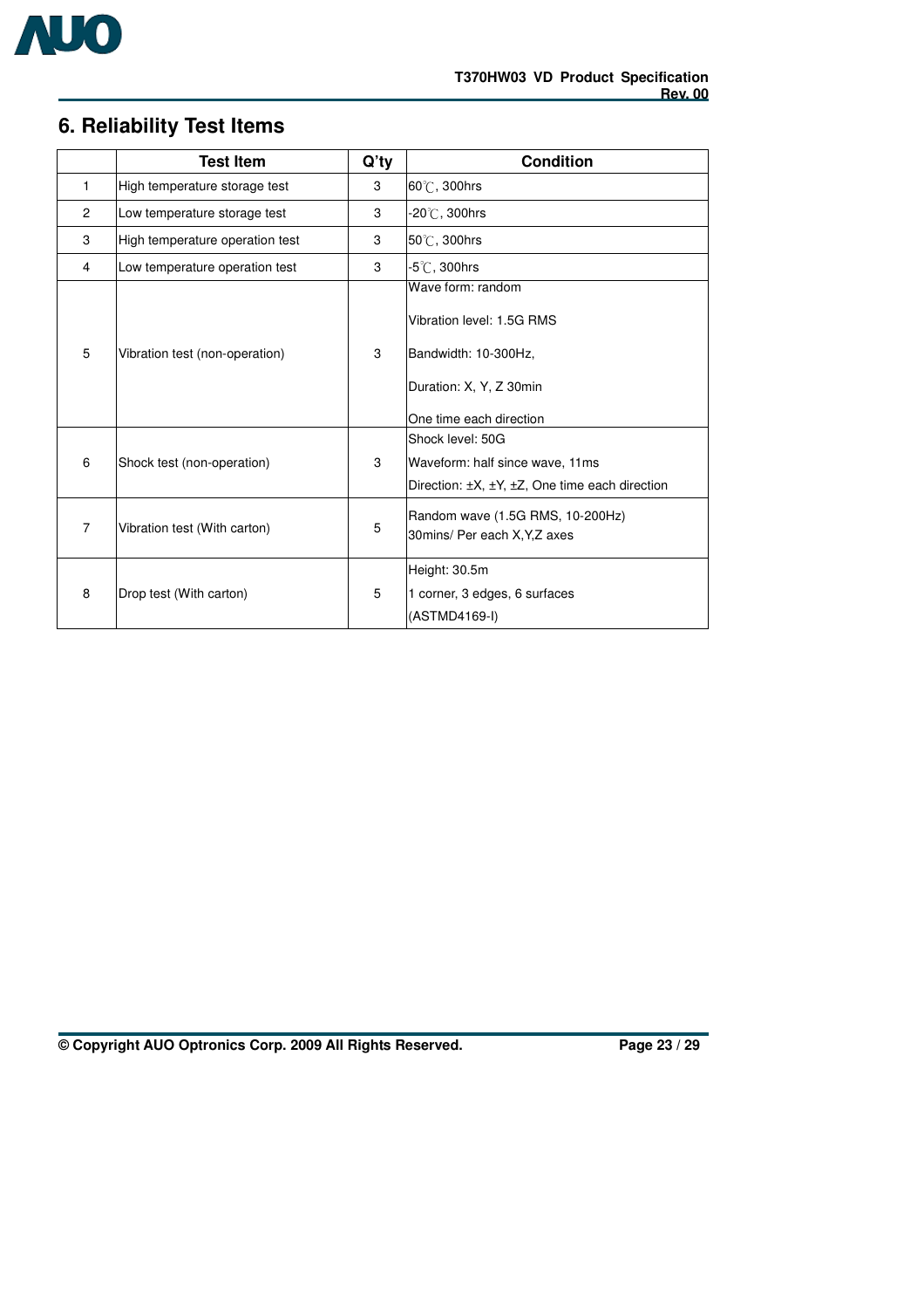## 6. Reliability Test Items

| | Test Item | Q'ty | Condition |
|---|---|---|---|
| 1 | High temperature storage test | 3 | 60℃, 300hrs |
| 2 | Low temperature storage test | 3 | -20℃, 300hrs |
| 3 | High temperature operation test | 3 | 50℃, 300hrs |
| 4 | Low temperature operation test | 3 | -5℃, 300hrs |
| 5 | Vibration test (non-operation) | 3 | Wave form: random<br>Vibration level: 1.5G RMS<br>Bandwidth: 10-300Hz,<br>Duration: X, Y, Z 30min<br>One time each direction |
| 6 | Shock test (non-operation) | 3 | Shock level: 50G<br>Waveform: half since wave, 11ms<br>Direction: ±X, ±Y, ±Z, One time each direction |
| 7 | Vibration test (With carton) | 5 | Random wave (1.5G RMS, 10-200Hz)<br>30mins/ Per each X,Y,Z axes |
| 8 | Drop test (With carton) | 5 | Height: 30.5m<br>1 corner, 3 edges, 6 surfaces<br>(ASTMD4169-I) |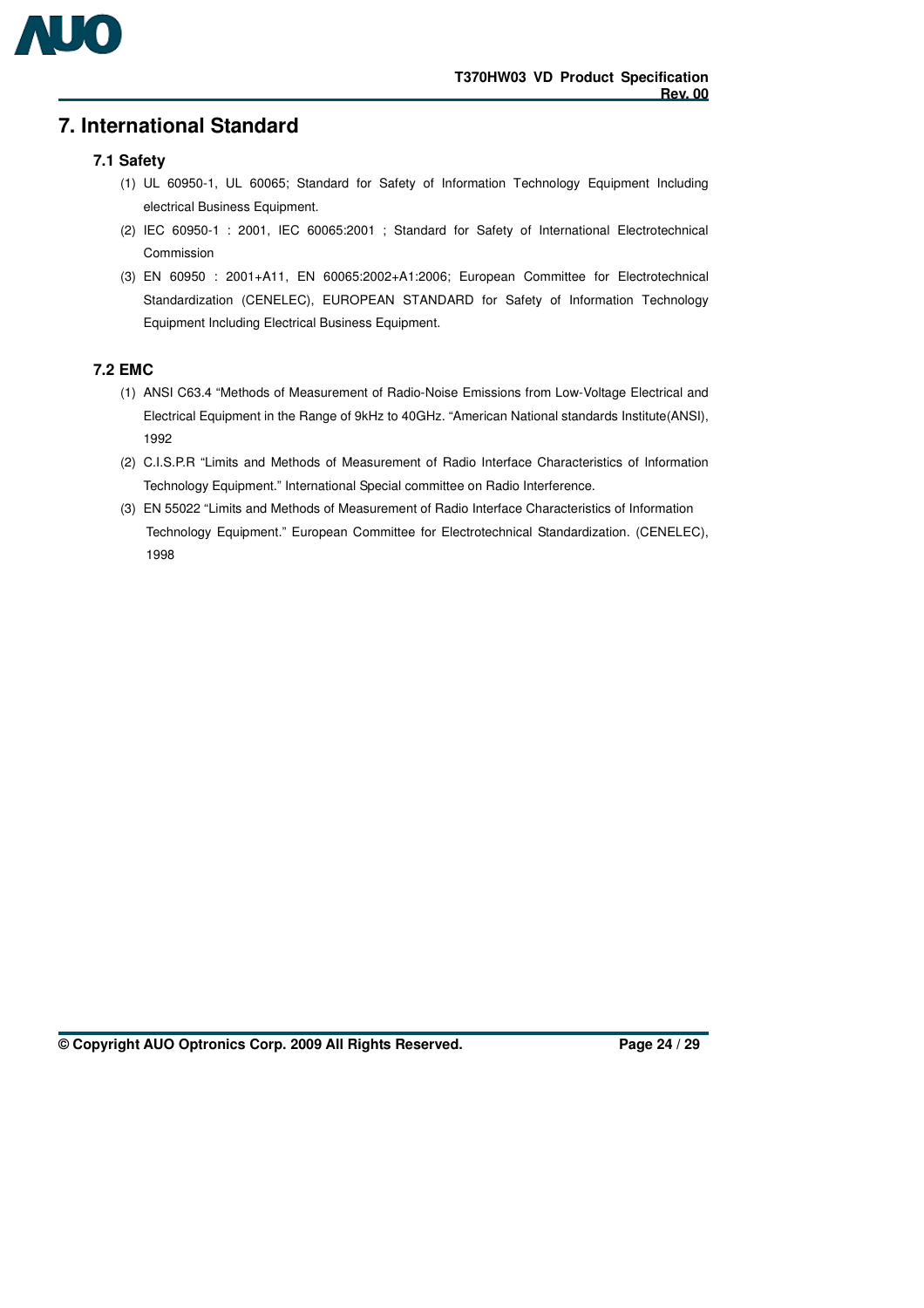# 7. International Standard

## 7.1 Safety

(1) UL 60950-1, UL 60065; Standard for Safety of Information Technology Equipment Including electrical Business Equipment.

(2) IEC 60950-1 : 2001, IEC 60065:2001 ; Standard for Safety of International Electrotechnical Commission

(3) EN 60950 : 2001+A11, EN 60065:2002+A1:2006; European Committee for Electrotechnical Standardization (CENELEC), EUROPEAN STANDARD for Safety of Information Technology Equipment Including Electrical Business Equipment.

## 7.2 EMC

(1) ANSI C63.4 "Methods of Measurement of Radio-Noise Emissions from Low-Voltage Electrical and Electrical Equipment in the Range of 9kHz to 40GHz. "American National standards Institute(ANSI), 1992

(2) C.I.S.P.R "Limits and Methods of Measurement of Radio Interface Characteristics of Information Technology Equipment." International Special committee on Radio Interference.

(3) EN 55022 "Limits and Methods of Measurement of Radio Interface Characteristics of Information Technology Equipment." European Committee for Electrotechnical Standardization. (CENELEC), 1998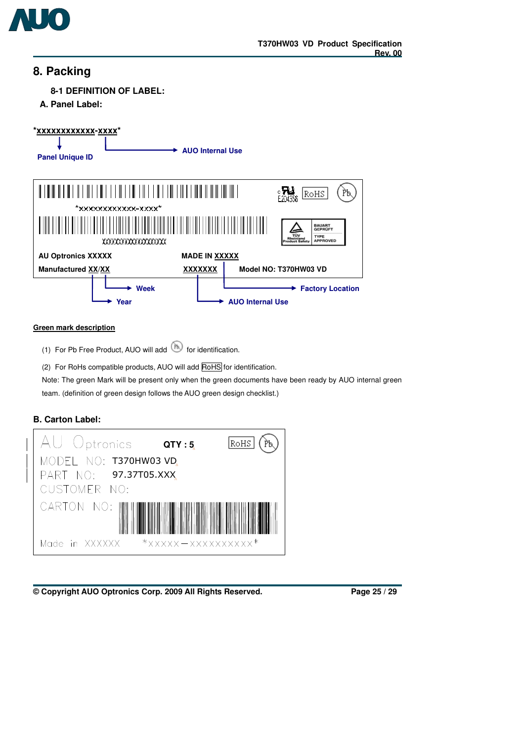# 8. Packing

## 8-1 DEFINITION OF LABEL:

### A. Panel Label:

*xxxxxxxxxxxx-xxxx*

- xxxxxxxxxxxx → Panel Unique ID
- xxxx → AUO Internal Use

*xxxxxxxxxxxx-xxxx*

XXXXXXXXXXXXXXXXXX

RoHS

E204356

BAUART GEPRÜFT

TÜV Rheinland Product Safety

TYPE APPROVED

AU Optronics XXXXX

MADE IN XXXXX

Manufactured XX/XX

XXXXXXX

Model NO: T370HW03 VD

- Manufactured XX/XX → Week, Year
- XXXXXXX → AUO Internal Use
- MADE IN XXXXX → Factory Location

**Green mark description**

(1) For Pb Free Product, AUO will add Pb for identification.

(2) For RoHS compatible products, AUO will add RoHS for identification.

Note: The green Mark will be present only when the green documents have been ready by AUO internal green team. (definition of green design follows the AUO green design checklist.)

### B. Carton Label:

AU Optronics QTY : 5 RoHS Pb

MODEL NO: T370HW03 VD

PART NO: 97.37T05.XXX

CUSTOMER NO:

CARTON NO:

Made in XXXXXX *XXXXX-XXXXXXXXXX*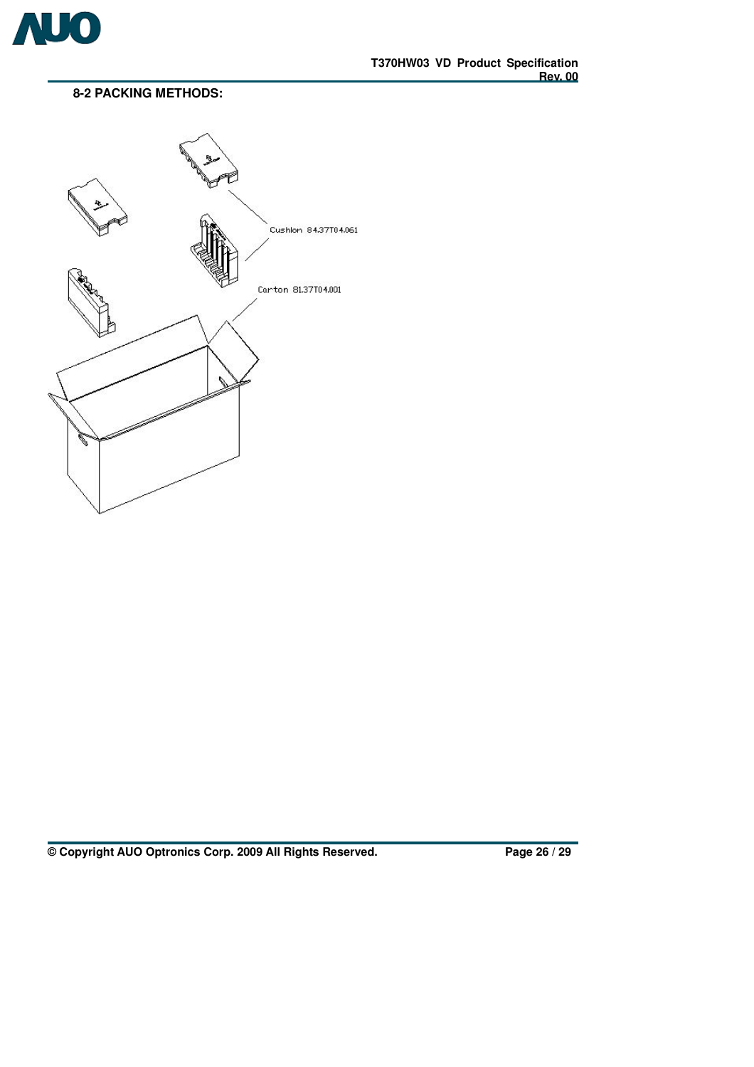**8-2 PACKING METHODS:**

Cushion 84.37T04.061

Carton 81.37T04.001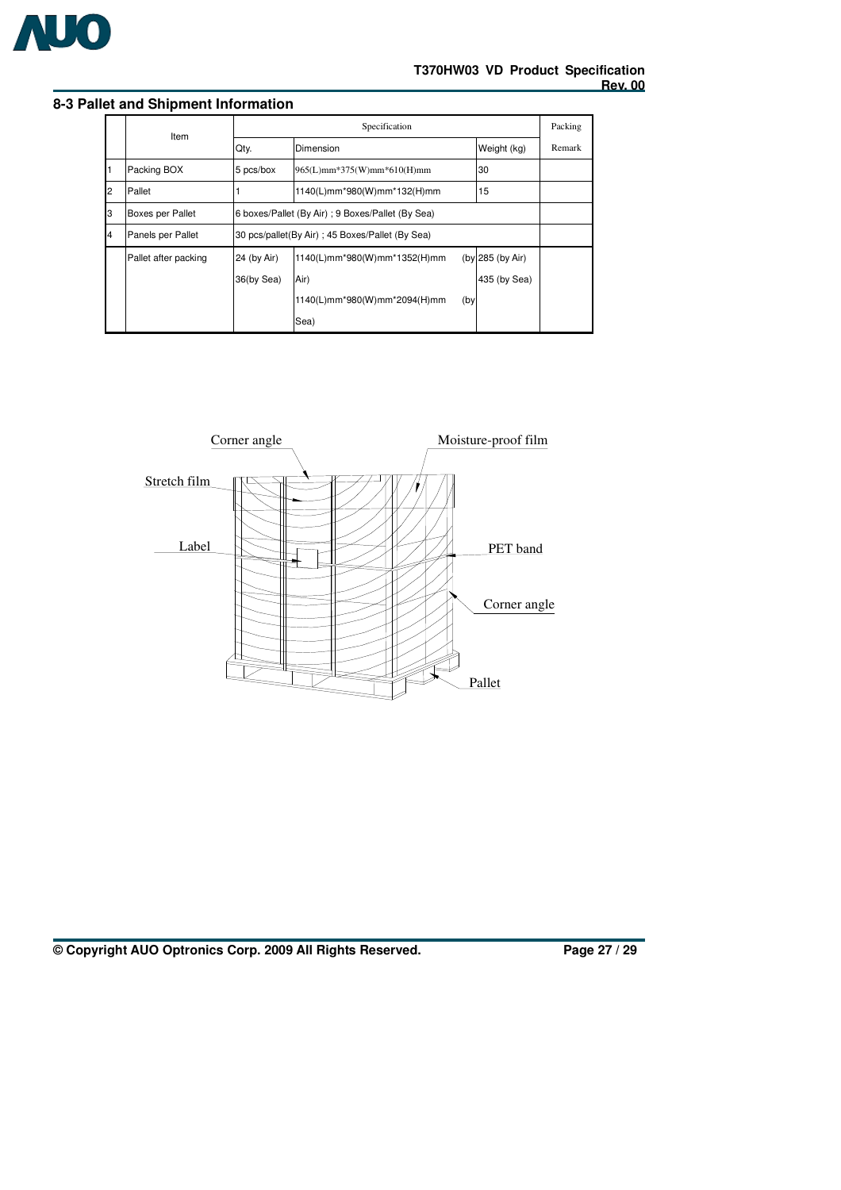## 8-3 Pallet and Shipment Information

| | Item | Specification | | | Packing |
|---|---|---|---|---|---|
| | | Qty. | Dimension | Weight (kg) | Remark |
| 1 | Packing BOX | 5 pcs/box | 965(L)mm*375(W)mm*610(H)mm | 30 | |
| 2 | Pallet | 1 | 1140(L)mm*980(W)mm*132(H)mm | 15 | |
| 3 | Boxes per Pallet | 6 boxes/Pallet (By Air) ; 9 Boxes/Pallet (By Sea) | | | |
| 4 | Panels per Pallet | 30 pcs/pallet(By Air) ; 45 Boxes/Pallet (By Sea) | | | |
| | Pallet after packing | 24 (by Air)<br>36(by Sea) | 1140(L)mm*980(W)mm*1352(H)mm (by Air)<br>1140(L)mm*980(W)mm*2094(H)mm (by Sea) | 285 (by Air)<br>435 (by Sea) | |

Corner angle

Moisture-proof film

Stretch film

Label

PET band

Corner angle

Pallet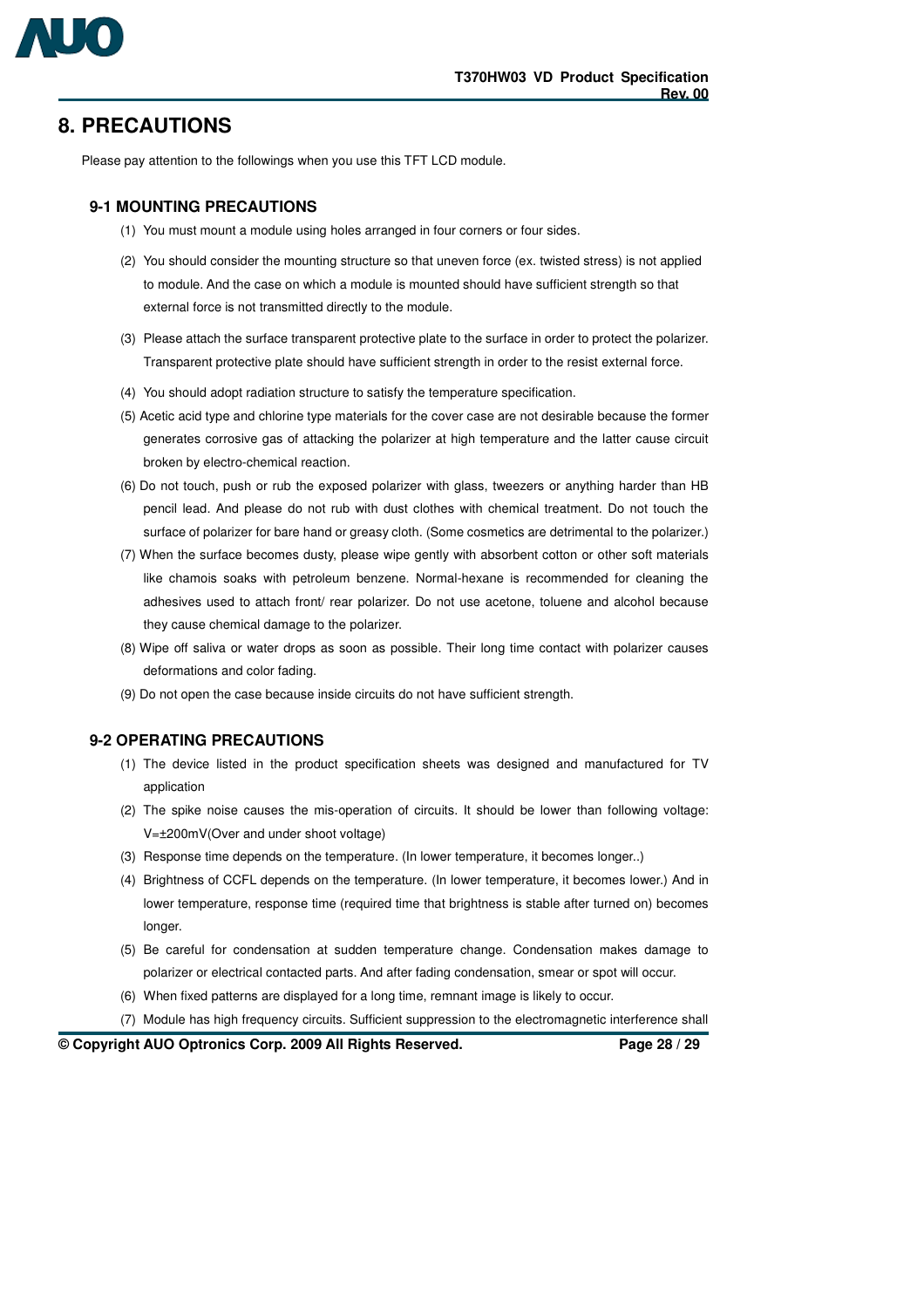# 8. PRECAUTIONS

Please pay attention to the followings when you use this TFT LCD module.

## 9-1 MOUNTING PRECAUTIONS

(1) You must mount a module using holes arranged in four corners or four sides.

(2) You should consider the mounting structure so that uneven force (ex. twisted stress) is not applied to module. And the case on which a module is mounted should have sufficient strength so that external force is not transmitted directly to the module.

(3) Please attach the surface transparent protective plate to the surface in order to protect the polarizer. Transparent protective plate should have sufficient strength in order to the resist external force.

(4) You should adopt radiation structure to satisfy the temperature specification.

(5) Acetic acid type and chlorine type materials for the cover case are not desirable because the former generates corrosive gas of attacking the polarizer at high temperature and the latter cause circuit broken by electro-chemical reaction.

(6) Do not touch, push or rub the exposed polarizer with glass, tweezers or anything harder than HB pencil lead. And please do not rub with dust clothes with chemical treatment. Do not touch the surface of polarizer for bare hand or greasy cloth. (Some cosmetics are detrimental to the polarizer.)

(7) When the surface becomes dusty, please wipe gently with absorbent cotton or other soft materials like chamois soaks with petroleum benzene. Normal-hexane is recommended for cleaning the adhesives used to attach front/ rear polarizer. Do not use acetone, toluene and alcohol because they cause chemical damage to the polarizer.

(8) Wipe off saliva or water drops as soon as possible. Their long time contact with polarizer causes deformations and color fading.

(9) Do not open the case because inside circuits do not have sufficient strength.

## 9-2 OPERATING PRECAUTIONS

(1) The device listed in the product specification sheets was designed and manufactured for TV application

(2) The spike noise causes the mis-operation of circuits. It should be lower than following voltage: V=±200mV(Over and under shoot voltage)

(3) Response time depends on the temperature. (In lower temperature, it becomes longer..)

(4) Brightness of CCFL depends on the temperature. (In lower temperature, it becomes lower.) And in lower temperature, response time (required time that brightness is stable after turned on) becomes longer.

(5) Be careful for condensation at sudden temperature change. Condensation makes damage to polarizer or electrical contacted parts. And after fading condensation, smear or spot will occur.

(6) When fixed patterns are displayed for a long time, remnant image is likely to occur.

(7) Module has high frequency circuits. Sufficient suppression to the electromagnetic interference shall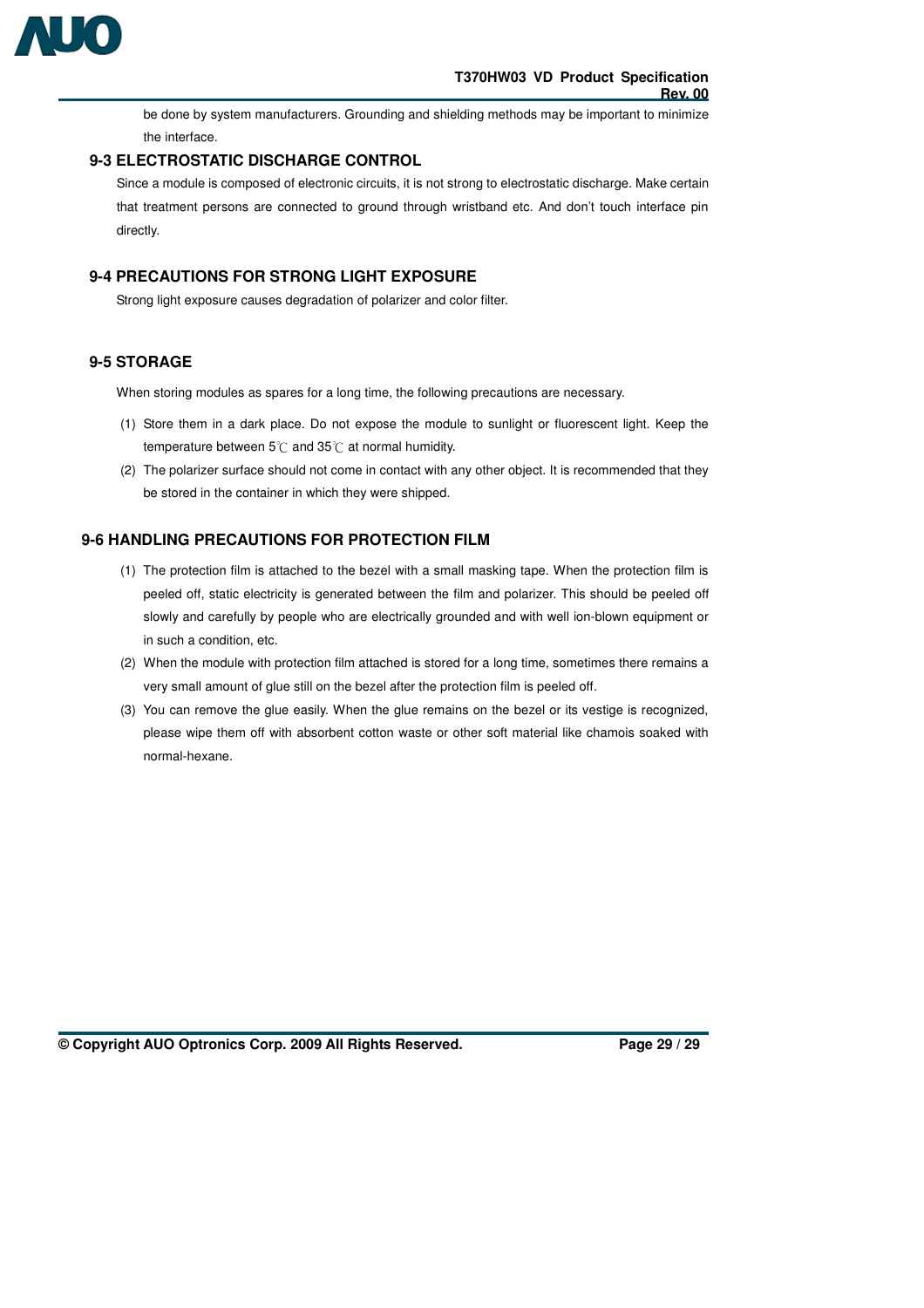be done by system manufacturers. Grounding and shielding methods may be important to minimize the interface.

### 9-3 ELECTROSTATIC DISCHARGE CONTROL

Since a module is composed of electronic circuits, it is not strong to electrostatic discharge. Make certain that treatment persons are connected to ground through wristband etc. And don't touch interface pin directly.

### 9-4 PRECAUTIONS FOR STRONG LIGHT EXPOSURE

Strong light exposure causes degradation of polarizer and color filter.

### 9-5 STORAGE

When storing modules as spares for a long time, the following precautions are necessary.

(1) Store them in a dark place. Do not expose the module to sunlight or fluorescent light. Keep the temperature between 5℃ and 35℃ at normal humidity.

(2) The polarizer surface should not come in contact with any other object. It is recommended that they be stored in the container in which they were shipped.

### 9-6 HANDLING PRECAUTIONS FOR PROTECTION FILM

(1) The protection film is attached to the bezel with a small masking tape. When the protection film is peeled off, static electricity is generated between the film and polarizer. This should be peeled off slowly and carefully by people who are electrically grounded and with well ion-blown equipment or in such a condition, etc.

(2) When the module with protection film attached is stored for a long time, sometimes there remains a very small amount of glue still on the bezel after the protection film is peeled off.

(3) You can remove the glue easily. When the glue remains on the bezel or its vestige is recognized, please wipe them off with absorbent cotton waste or other soft material like chamois soaked with normal-hexane.